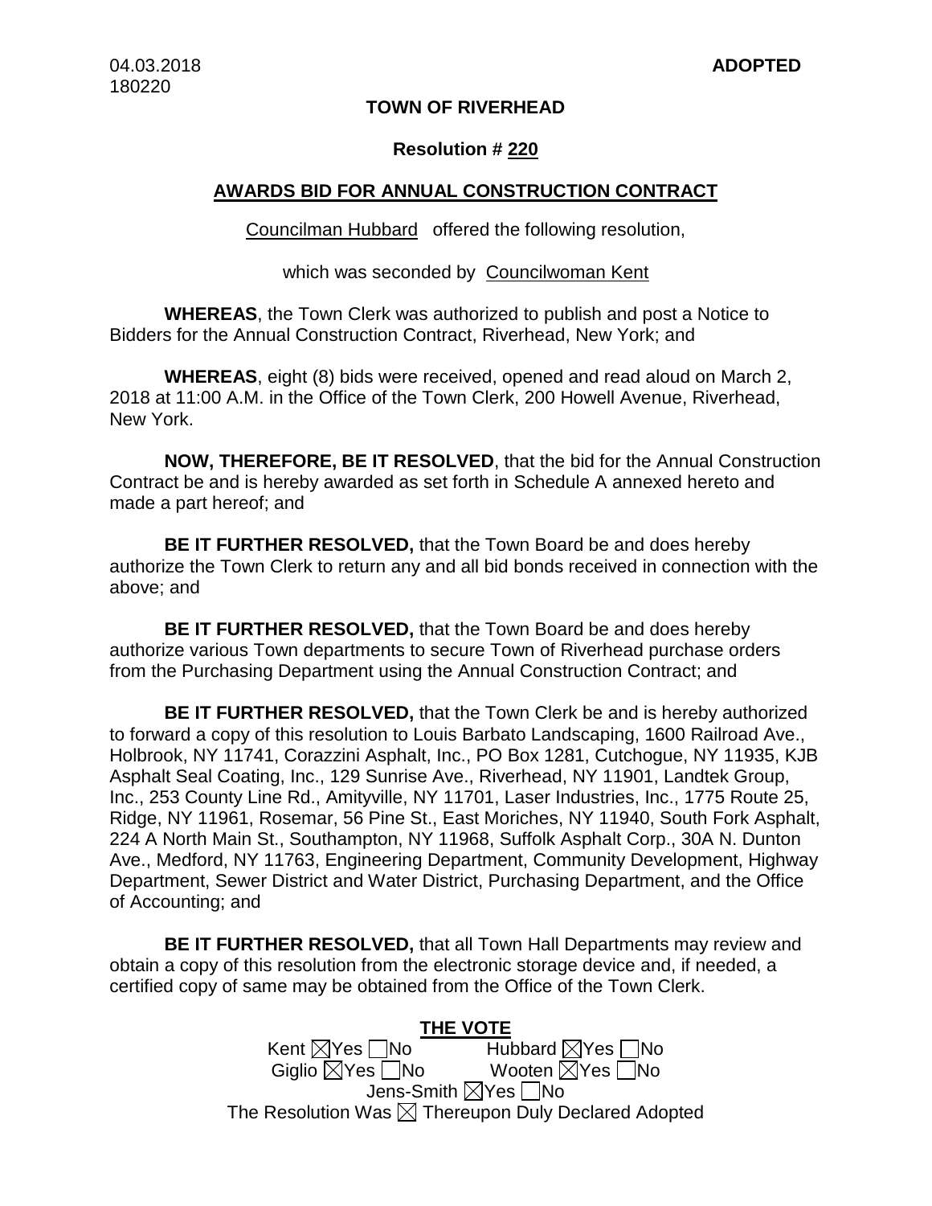04.03.2018
180220

**ADOPTED**

# TOWN OF RIVERHEAD

## Resolution # 220

## AWARDS BID FOR ANNUAL CONSTRUCTION CONTRACT

Councilman Hubbard offered the following resolution,

which was seconded by Councilwoman Kent

**WHEREAS**, the Town Clerk was authorized to publish and post a Notice to Bidders for the Annual Construction Contract, Riverhead, New York; and

**WHEREAS**, eight (8) bids were received, opened and read aloud on March 2, 2018 at 11:00 A.M. in the Office of the Town Clerk, 200 Howell Avenue, Riverhead, New York.

**NOW, THEREFORE, BE IT RESOLVED**, that the bid for the Annual Construction Contract be and is hereby awarded as set forth in Schedule A annexed hereto and made a part hereof; and

**BE IT FURTHER RESOLVED,** that the Town Board be and does hereby authorize the Town Clerk to return any and all bid bonds received in connection with the above; and

**BE IT FURTHER RESOLVED,** that the Town Board be and does hereby authorize various Town departments to secure Town of Riverhead purchase orders from the Purchasing Department using the Annual Construction Contract; and

**BE IT FURTHER RESOLVED,** that the Town Clerk be and is hereby authorized to forward a copy of this resolution to Louis Barbato Landscaping, 1600 Railroad Ave., Holbrook, NY 11741, Corazzini Asphalt, Inc., PO Box 1281, Cutchogue, NY 11935, KJB Asphalt Seal Coating, Inc., 129 Sunrise Ave., Riverhead, NY 11901, Landtek Group, Inc., 253 County Line Rd., Amityville, NY 11701, Laser Industries, Inc., 1775 Route 25, Ridge, NY 11961, Rosemar, 56 Pine St., East Moriches, NY 11940, South Fork Asphalt, 224 A North Main St., Southampton, NY 11968, Suffolk Asphalt Corp., 30A N. Dunton Ave., Medford, NY 11763, Engineering Department, Community Development, Highway Department, Sewer District and Water District, Purchasing Department, and the Office of Accounting; and

**BE IT FURTHER RESOLVED,** that all Town Hall Departments may review and obtain a copy of this resolution from the electronic storage device and, if needed, a certified copy of same may be obtained from the Office of the Town Clerk.

**THE VOTE**

Kent ☒Yes ☐No Hubbard ☒Yes ☐No

Giglio ☒Yes ☐No Wooten ☒Yes ☐No

Jens-Smith ☒Yes ☐No

The Resolution Was ☒ Thereupon Duly Declared Adopted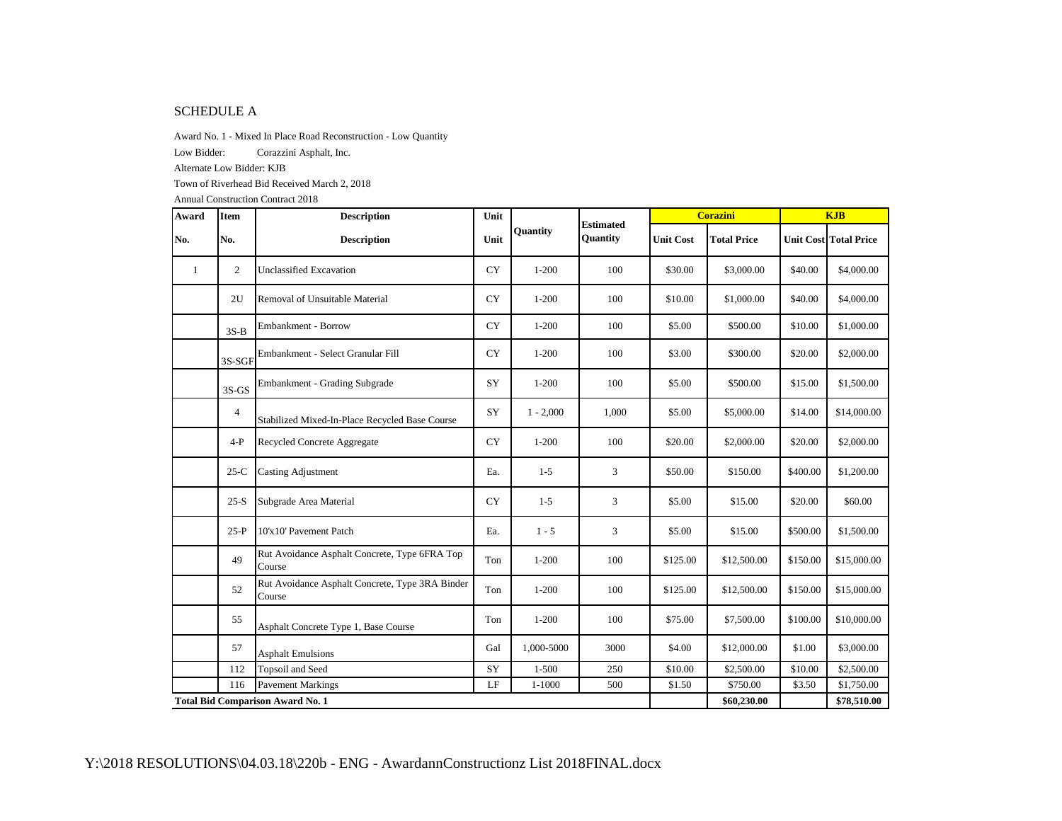SCHEDULE A

Award No. 1 - Mixed In Place Road Reconstruction - Low Quantity

Low Bidder: Corazzini Asphalt, Inc.

Alternate Low Bidder: KJB

Town of Riverhead Bid Received March 2, 2018

Annual Construction Contract 2018

| Award | Item | Description | Unit | Quantity | Estimated Quantity | Corazini | | KJB | |
|---|---|---|---|---|---|---|---|---|---|
| No. | No. | Description | Unit | | | Unit Cost | Total Price | Unit Cost | Total Price |
| 1 | 2 | Unclassified Excavation | CY | 1-200 | 100 | $30.00 | $3,000.00 | $40.00 | $4,000.00 |
| | 2U | Removal of Unsuitable Material | CY | 1-200 | 100 | $10.00 | $1,000.00 | $40.00 | $4,000.00 |
| | 3S-B | Embankment - Borrow | CY | 1-200 | 100 | $5.00 | $500.00 | $10.00 | $1,000.00 |
| | 3S-SGF | Embankment - Select Granular Fill | CY | 1-200 | 100 | $3.00 | $300.00 | $20.00 | $2,000.00 |
| | 3S-GS | Embankment - Grading Subgrade | SY | 1-200 | 100 | $5.00 | $500.00 | $15.00 | $1,500.00 |
| | 4 | Stabilized Mixed-In-Place Recycled Base Course | SY | 1 - 2,000 | 1,000 | $5.00 | $5,000.00 | $14.00 | $14,000.00 |
| | 4-P | Recycled Concrete Aggregate | CY | 1-200 | 100 | $20.00 | $2,000.00 | $20.00 | $2,000.00 |
| | 25-C | Casting Adjustment | Ea. | 1-5 | 3 | $50.00 | $150.00 | $400.00 | $1,200.00 |
| | 25-S | Subgrade Area Material | CY | 1-5 | 3 | $5.00 | $15.00 | $20.00 | $60.00 |
| | 25-P | 10'x10' Pavement Patch | Ea. | 1 - 5 | 3 | $5.00 | $15.00 | $500.00 | $1,500.00 |
| | 49 | Rut Avoidance Asphalt Concrete, Type 6FRA Top Course | Ton | 1-200 | 100 | $125.00 | $12,500.00 | $150.00 | $15,000.00 |
| | 52 | Rut Avoidance Asphalt Concrete, Type 3RA Binder Course | Ton | 1-200 | 100 | $125.00 | $12,500.00 | $150.00 | $15,000.00 |
| | 55 | Asphalt Concrete Type 1, Base Course | Ton | 1-200 | 100 | $75.00 | $7,500.00 | $100.00 | $10,000.00 |
| | 57 | Asphalt Emulsions | Gal | 1,000-5000 | 3000 | $4.00 | $12,000.00 | $1.00 | $3,000.00 |
| | 112 | Topsoil and Seed | SY | 1-500 | 250 | $10.00 | $2,500.00 | $10.00 | $2,500.00 |
| | 116 | Pavement Markings | LF | 1-1000 | 500 | $1.50 | $750.00 | $3.50 | $1,750.00 |
| **Total Bid Comparison Award No. 1** | | | | | | | **$60,230.00** | | **$78,510.00** |

Y:\2018 RESOLUTIONS\04.03.18\220b - ENG - AwardannConstructionz List 2018FINAL.docx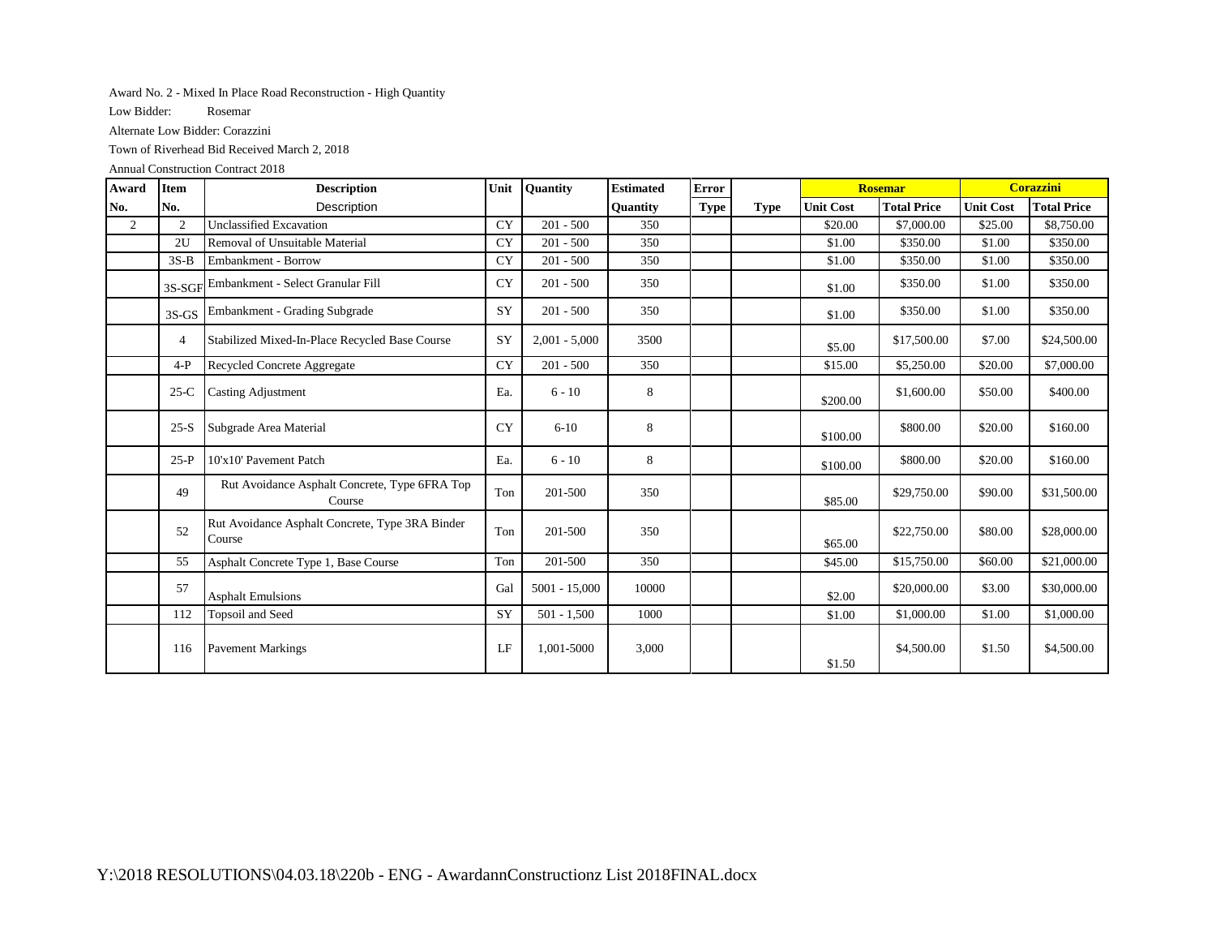Award No. 2 - Mixed In Place Road Reconstruction - High Quantity

Low Bidder: Rosemar

Alternate Low Bidder: Corazzini

Town of Riverhead Bid Received March 2, 2018

Annual Construction Contract 2018

| Award No. | Item No. | Description | Unit | Quantity | Estimated Quantity | Error Type | Type | Rosemar | | Corazzini | |
|---|---|---|---|---|---|---|---|---|---|---|---|
| | | Description | | | | | | Unit Cost | Total Price | Unit Cost | Total Price |
| 2 | 2 | Unclassified Excavation | CY | 201 - 500 | 350 | | | $20.00 | $7,000.00 | $25.00 | $8,750.00 |
| | 2U | Removal of Unsuitable Material | CY | 201 - 500 | 350 | | | $1.00 | $350.00 | $1.00 | $350.00 |
| | 3S-B | Embankment - Borrow | CY | 201 - 500 | 350 | | | $1.00 | $350.00 | $1.00 | $350.00 |
| | 3S-SGF | Embankment - Select Granular Fill | CY | 201 - 500 | 350 | | | $1.00 | $350.00 | $1.00 | $350.00 |
| | 3S-GS | Embankment - Grading Subgrade | SY | 201 - 500 | 350 | | | $1.00 | $350.00 | $1.00 | $350.00 |
| | 4 | Stabilized Mixed-In-Place Recycled Base Course | SY | 2,001 - 5,000 | 3500 | | | $5.00 | $17,500.00 | $7.00 | $24,500.00 |
| | 4-P | Recycled Concrete Aggregate | CY | 201 - 500 | 350 | | | $15.00 | $5,250.00 | $20.00 | $7,000.00 |
| | 25-C | Casting Adjustment | Ea. | 6 - 10 | 8 | | | $200.00 | $1,600.00 | $50.00 | $400.00 |
| | 25-S | Subgrade Area Material | CY | 6-10 | 8 | | | $100.00 | $800.00 | $20.00 | $160.00 |
| | 25-P | 10'x10' Pavement Patch | Ea. | 6 - 10 | 8 | | | $100.00 | $800.00 | $20.00 | $160.00 |
| | 49 | Rut Avoidance Asphalt Concrete, Type 6FRA Top Course | Ton | 201-500 | 350 | | | $85.00 | $29,750.00 | $90.00 | $31,500.00 |
| | 52 | Rut Avoidance Asphalt Concrete, Type 3RA Binder Course | Ton | 201-500 | 350 | | | $65.00 | $22,750.00 | $80.00 | $28,000.00 |
| | 55 | Asphalt Concrete Type 1, Base Course | Ton | 201-500 | 350 | | | $45.00 | $15,750.00 | $60.00 | $21,000.00 |
| | 57 | Asphalt Emulsions | Gal | 5001 - 15,000 | 10000 | | | $2.00 | $20,000.00 | $3.00 | $30,000.00 |
| | 112 | Topsoil and Seed | SY | 501 - 1,500 | 1000 | | | $1.00 | $1,000.00 | $1.00 | $1,000.00 |
| | 116 | Pavement Markings | LF | 1,001-5000 | 3,000 | | | $1.50 | $4,500.00 | $1.50 | $4,500.00 |

Y:\2018 RESOLUTIONS\04.03.18\220b - ENG - AwardannConstructionz List 2018FINAL.docx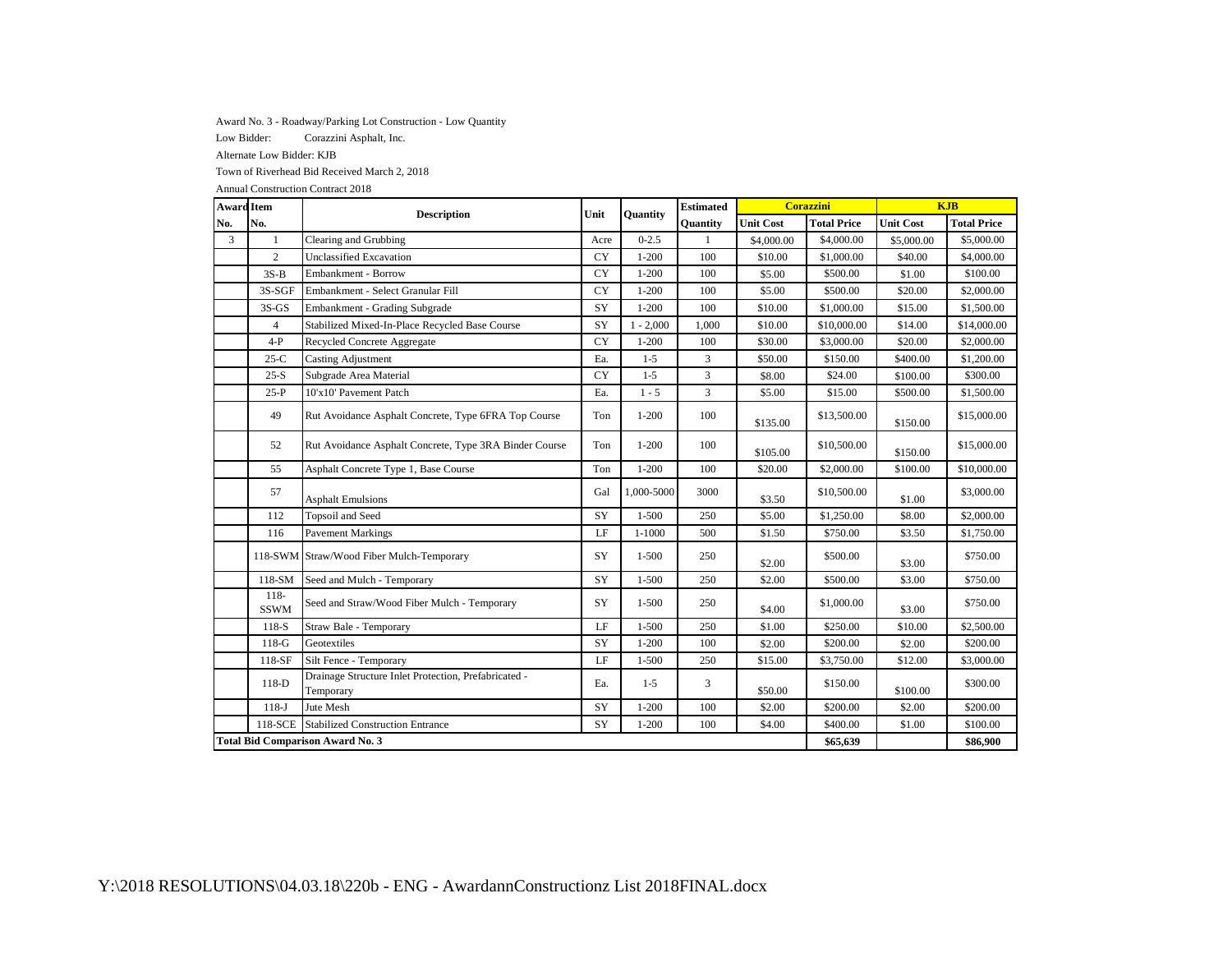Award No. 3 - Roadway/Parking Lot Construction - Low Quantity

Low Bidder: Corazzini Asphalt, Inc.

Alternate Low Bidder: KJB

Town of Riverhead Bid Received March 2, 2018

Annual Construction Contract 2018

| Award No. | Item No. | Description | Unit | Quantity | Estimated Quantity | Corazzini | | KJB | |
|---|---|---|---|---|---|---|---|---|---|
| | | | | | | Unit Cost | Total Price | Unit Cost | Total Price |
| 3 | 1 | Clearing and Grubbing | Acre | 0-2.5 | 1 | $4,000.00 | $4,000.00 | $5,000.00 | $5,000.00 |
| | 2 | Unclassified Excavation | CY | 1-200 | 100 | $10.00 | $1,000.00 | $40.00 | $4,000.00 |
| | 3S-B | Embankment - Borrow | CY | 1-200 | 100 | $5.00 | $500.00 | $1.00 | $100.00 |
| | 3S-SGF | Embankment - Select Granular Fill | CY | 1-200 | 100 | $5.00 | $500.00 | $20.00 | $2,000.00 |
| | 3S-GS | Embankment - Grading Subgrade | SY | 1-200 | 100 | $10.00 | $1,000.00 | $15.00 | $1,500.00 |
| | 4 | Stabilized Mixed-In-Place Recycled Base Course | SY | 1 - 2,000 | 1,000 | $10.00 | $10,000.00 | $14.00 | $14,000.00 |
| | 4-P | Recycled Concrete Aggregate | CY | 1-200 | 100 | $30.00 | $3,000.00 | $20.00 | $2,000.00 |
| | 25-C | Casting Adjustment | Ea. | 1-5 | 3 | $50.00 | $150.00 | $400.00 | $1,200.00 |
| | 25-S | Subgrade Area Material | CY | 1-5 | 3 | $8.00 | $24.00 | $100.00 | $300.00 |
| | 25-P | 10'x10' Pavement Patch | Ea. | 1 - 5 | 3 | $5.00 | $15.00 | $500.00 | $1,500.00 |
| | 49 | Rut Avoidance Asphalt Concrete, Type 6FRA Top Course | Ton | 1-200 | 100 | $135.00 | $13,500.00 | $150.00 | $15,000.00 |
| | 52 | Rut Avoidance Asphalt Concrete, Type 3RA Binder Course | Ton | 1-200 | 100 | $105.00 | $10,500.00 | $150.00 | $15,000.00 |
| | 55 | Asphalt Concrete Type 1, Base Course | Ton | 1-200 | 100 | $20.00 | $2,000.00 | $100.00 | $10,000.00 |
| | 57 | Asphalt Emulsions | Gal | 1,000-5000 | 3000 | $3.50 | $10,500.00 | $1.00 | $3,000.00 |
| | 112 | Topsoil and Seed | SY | 1-500 | 250 | $5.00 | $1,250.00 | $8.00 | $2,000.00 |
| | 116 | Pavement Markings | LF | 1-1000 | 500 | $1.50 | $750.00 | $3.50 | $1,750.00 |
| | 118-SWM | Straw/Wood Fiber Mulch-Temporary | SY | 1-500 | 250 | $2.00 | $500.00 | $3.00 | $750.00 |
| | 118-SM | Seed and Mulch - Temporary | SY | 1-500 | 250 | $2.00 | $500.00 | $3.00 | $750.00 |
| | 118-SSWM | Seed and Straw/Wood Fiber Mulch - Temporary | SY | 1-500 | 250 | $4.00 | $1,000.00 | $3.00 | $750.00 |
| | 118-S | Straw Bale - Temporary | LF | 1-500 | 250 | $1.00 | $250.00 | $10.00 | $2,500.00 |
| | 118-G | Geotextiles | SY | 1-200 | 100 | $2.00 | $200.00 | $2.00 | $200.00 |
| | 118-SF | Silt Fence - Temporary | LF | 1-500 | 250 | $15.00 | $3,750.00 | $12.00 | $3,000.00 |
| | 118-D | Drainage Structure Inlet Protection, Prefabricated - Temporary | Ea. | 1-5 | 3 | $50.00 | $150.00 | $100.00 | $300.00 |
| | 118-J | Jute Mesh | SY | 1-200 | 100 | $2.00 | $200.00 | $2.00 | $200.00 |
| | 118-SCE | Stabilized Construction Entrance | SY | 1-200 | 100 | $4.00 | $400.00 | $1.00 | $100.00 |
| **Total Bid Comparison Award No. 3** | | | | | | | **$65,639** | | **$86,900** |

Y:\2018 RESOLUTIONS\04.03.18\220b - ENG - AwardannConstructionz List 2018FINAL.docx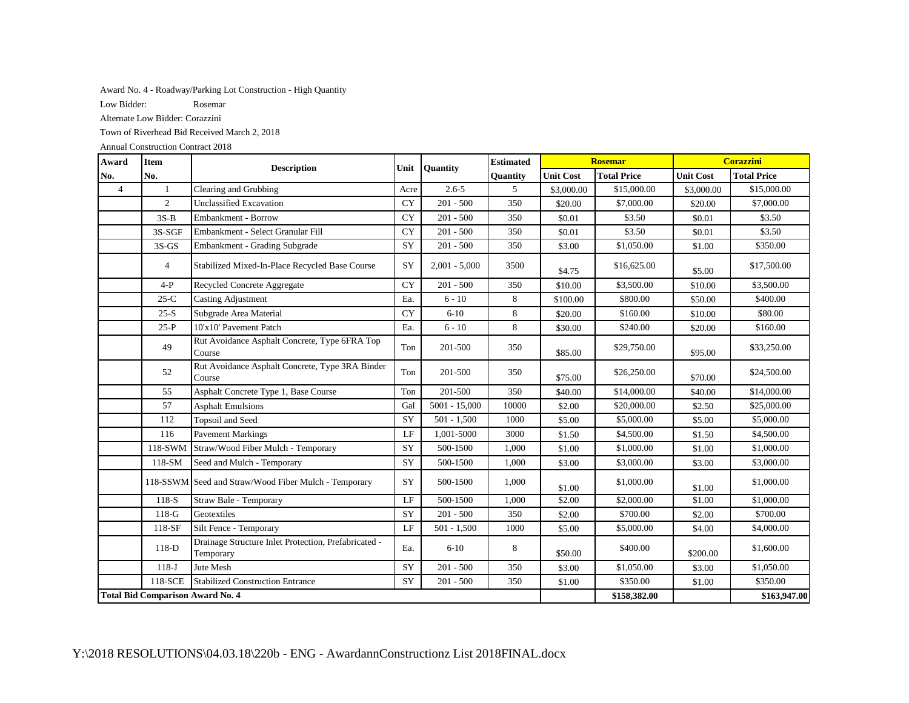Award No. 4 - Roadway/Parking Lot Construction - High Quantity

Low Bidder: Rosemar

Alternate Low Bidder: Corazzini

Town of Riverhead Bid Received March 2, 2018

Annual Construction Contract 2018

| Award No. | Item No. | Description | Unit | Quantity | Estimated Quantity | Rosemar | | Corazzini | |
|---|---|---|---|---|---|---|---|---|---|
| | | | | | | Unit Cost | Total Price | Unit Cost | Total Price |
| 4 | 1 | Clearing and Grubbing | Acre | 2.6-5 | 5 | $3,000.00 | $15,000.00 | $3,000.00 | $15,000.00 |
| | 2 | Unclassified Excavation | CY | 201 - 500 | 350 | $20.00 | $7,000.00 | $20.00 | $7,000.00 |
| | 3S-B | Embankment - Borrow | CY | 201 - 500 | 350 | $0.01 | $3.50 | $0.01 | $3.50 |
| | 3S-SGF | Embankment - Select Granular Fill | CY | 201 - 500 | 350 | $0.01 | $3.50 | $0.01 | $3.50 |
| | 3S-GS | Embankment - Grading Subgrade | SY | 201 - 500 | 350 | $3.00 | $1,050.00 | $1.00 | $350.00 |
| | 4 | Stabilized Mixed-In-Place Recycled Base Course | SY | 2,001 - 5,000 | 3500 | $4.75 | $16,625.00 | $5.00 | $17,500.00 |
| | 4-P | Recycled Concrete Aggregate | CY | 201 - 500 | 350 | $10.00 | $3,500.00 | $10.00 | $3,500.00 |
| | 25-C | Casting Adjustment | Ea. | 6 - 10 | 8 | $100.00 | $800.00 | $50.00 | $400.00 |
| | 25-S | Subgrade Area Material | CY | 6-10 | 8 | $20.00 | $160.00 | $10.00 | $80.00 |
| | 25-P | 10'x10' Pavement Patch | Ea. | 6 - 10 | 8 | $30.00 | $240.00 | $20.00 | $160.00 |
| | 49 | Rut Avoidance Asphalt Concrete, Type 6FRA Top Course | Ton | 201-500 | 350 | $85.00 | $29,750.00 | $95.00 | $33,250.00 |
| | 52 | Rut Avoidance Asphalt Concrete, Type 3RA Binder Course | Ton | 201-500 | 350 | $75.00 | $26,250.00 | $70.00 | $24,500.00 |
| | 55 | Asphalt Concrete Type 1, Base Course | Ton | 201-500 | 350 | $40.00 | $14,000.00 | $40.00 | $14,000.00 |
| | 57 | Asphalt Emulsions | Gal | 5001 - 15,000 | 10000 | $2.00 | $20,000.00 | $2.50 | $25,000.00 |
| | 112 | Topsoil and Seed | SY | 501 - 1,500 | 1000 | $5.00 | $5,000.00 | $5.00 | $5,000.00 |
| | 116 | Pavement Markings | LF | 1,001-5000 | 3000 | $1.50 | $4,500.00 | $1.50 | $4,500.00 |
| | 118-SWM | Straw/Wood Fiber Mulch - Temporary | SY | 500-1500 | 1,000 | $1.00 | $1,000.00 | $1.00 | $1,000.00 |
| | 118-SM | Seed and Mulch - Temporary | SY | 500-1500 | 1,000 | $3.00 | $3,000.00 | $3.00 | $3,000.00 |
| | 118-SSWM | Seed and Straw/Wood Fiber Mulch - Temporary | SY | 500-1500 | 1,000 | $1.00 | $1,000.00 | $1.00 | $1,000.00 |
| | 118-S | Straw Bale - Temporary | LF | 500-1500 | 1,000 | $2.00 | $2,000.00 | $1.00 | $1,000.00 |
| | 118-G | Geotextiles | SY | 201 - 500 | 350 | $2.00 | $700.00 | $2.00 | $700.00 |
| | 118-SF | Silt Fence - Temporary | LF | 501 - 1,500 | 1000 | $5.00 | $5,000.00 | $4.00 | $4,000.00 |
| | 118-D | Drainage Structure Inlet Protection, Prefabricated - Temporary | Ea. | 6-10 | 8 | $50.00 | $400.00 | $200.00 | $1,600.00 |
| | 118-J | Jute Mesh | SY | 201 - 500 | 350 | $3.00 | $1,050.00 | $3.00 | $1,050.00 |
| | 118-SCE | Stabilized Construction Entrance | SY | 201 - 500 | 350 | $1.00 | $350.00 | $1.00 | $350.00 |
| **Total Bid Comparison Award No. 4** | | | | | | | **$158,382.00** | | **$163,947.00** |

Y:\2018 RESOLUTIONS\04.03.18\220b - ENG - AwardannConstructionz List 2018FINAL.docx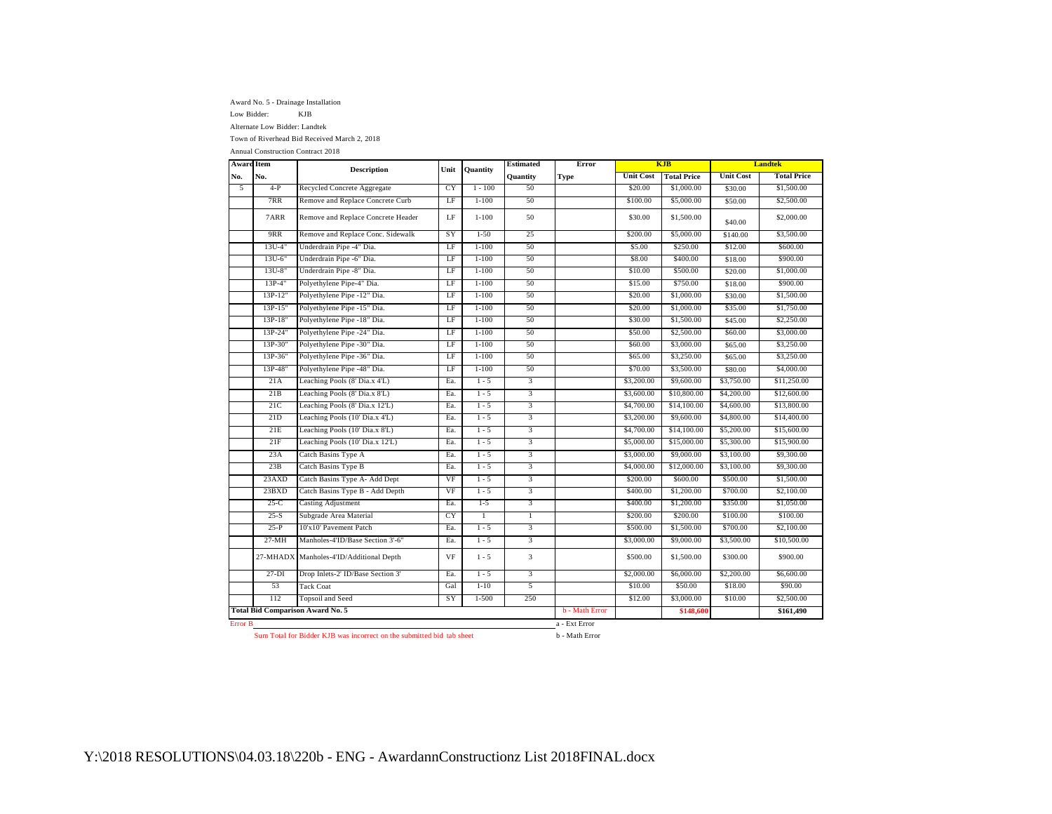Award No. 5 - Drainage Installation

Low Bidder: KJB

Alternate Low Bidder: Landtek

Town of Riverhead Bid Received March 2, 2018

Annual Construction Contract 2018

| Award No. | Item No. | Description | Unit | Quantity | Estimated Quantity | Error Type | KJB | | Landtek | |
|---|---|---|---|---|---|---|---|---|---|---|
| | | | | | | | Unit Cost | Total Price | Unit Cost | Total Price |
| 5 | 4-P | Recycled Concrete Aggregate | CY | 1 - 100 | 50 | | $20.00 | $1,000.00 | $30.00 | $1,500.00 |
| | 7RR | Remove and Replace Concrete Curb | LF | 1-100 | 50 | | $100.00 | $5,000.00 | $50.00 | $2,500.00 |
| | 7ARR | Remove and Replace Concrete Header | LF | 1-100 | 50 | | $30.00 | $1,500.00 | $40.00 | $2,000.00 |
| | 9RR | Remove and Replace Conc. Sidewalk | SY | 1-50 | 25 | | $200.00 | $5,000.00 | $140.00 | $3,500.00 |
| | 13U-4" | Underdrain Pipe -4" Dia. | LF | 1-100 | 50 | | $5.00 | $250.00 | $12.00 | $600.00 |
| | 13U-6" | Underdrain Pipe -6" Dia. | LF | 1-100 | 50 | | $8.00 | $400.00 | $18.00 | $900.00 |
| | 13U-8" | Underdrain Pipe -8" Dia. | LF | 1-100 | 50 | | $10.00 | $500.00 | $20.00 | $1,000.00 |
| | 13P-4" | Polyethylene Pipe-4" Dia. | LF | 1-100 | 50 | | $15.00 | $750.00 | $18.00 | $900.00 |
| | 13P-12" | Polyethylene Pipe -12" Dia. | LF | 1-100 | 50 | | $20.00 | $1,000.00 | $30.00 | $1,500.00 |
| | 13P-15" | Polyethylene Pipe -15" Dia. | LF | 1-100 | 50 | | $20.00 | $1,000.00 | $35.00 | $1,750.00 |
| | 13P-18" | Polyethylene Pipe -18" Dia. | LF | 1-100 | 50 | | $30.00 | $1,500.00 | $45.00 | $2,250.00 |
| | 13P-24" | Polyethylene Pipe -24" Dia. | LF | 1-100 | 50 | | $50.00 | $2,500.00 | $60.00 | $3,000.00 |
| | 13P-30" | Polyethylene Pipe -30" Dia. | LF | 1-100 | 50 | | $60.00 | $3,000.00 | $65.00 | $3,250.00 |
| | 13P-36" | Polyethylene Pipe -36" Dia. | LF | 1-100 | 50 | | $65.00 | $3,250.00 | $65.00 | $3,250.00 |
| | 13P-48" | Polyethylene Pipe -48" Dia. | LF | 1-100 | 50 | | $70.00 | $3,500.00 | $80.00 | $4,000.00 |
| | 21A | Leaching Pools (8' Dia.x 4'L) | Ea. | 1 - 5 | 3 | | $3,200.00 | $9,600.00 | $3,750.00 | $11,250.00 |
| | 21B | Leaching Pools (8' Dia.x 8'L) | Ea. | 1 - 5 | 3 | | $3,600.00 | $10,800.00 | $4,200.00 | $12,600.00 |
| | 21C | Leaching Pools (8' Dia.x 12'L) | Ea. | 1 - 5 | 3 | | $4,700.00 | $14,100.00 | $4,600.00 | $13,800.00 |
| | 21D | Leaching Pools (10' Dia.x 4'L) | Ea. | 1 - 5 | 3 | | $3,200.00 | $9,600.00 | $4,800.00 | $14,400.00 |
| | 21E | Leaching Pools (10' Dia.x 8'L) | Ea. | 1 - 5 | 3 | | $4,700.00 | $14,100.00 | $5,200.00 | $15,600.00 |
| | 21F | Leaching Pools (10' Dia.x 12'L) | Ea. | 1 - 5 | 3 | | $5,000.00 | $15,000.00 | $5,300.00 | $15,900.00 |
| | 23A | Catch Basins Type A | Ea. | 1 - 5 | 3 | | $3,000.00 | $9,000.00 | $3,100.00 | $9,300.00 |
| | 23B | Catch Basins Type B | Ea. | 1 - 5 | 3 | | $4,000.00 | $12,000.00 | $3,100.00 | $9,300.00 |
| | 23AXD | Catch Basins Type A- Add Dept | VF | 1 - 5 | 3 | | $200.00 | $600.00 | $500.00 | $1,500.00 |
| | 23BXD | Catch Basins Type B - Add Depth | VF | 1 - 5 | 3 | | $400.00 | $1,200.00 | $700.00 | $2,100.00 |
| | 25-C | Casting Adjustment | Ea. | 1-5 | 3 | | $400.00 | $1,200.00 | $350.00 | $1,050.00 |
| | 25-S | Subgrade Area Material | CY | 1 | 1 | | $200.00 | $200.00 | $100.00 | $100.00 |
| | 25-P | 10'x10' Pavement Patch | Ea. | 1 - 5 | 3 | | $500.00 | $1,500.00 | $700.00 | $2,100.00 |
| | 27-MH | Manholes-4'ID/Base Section 3'-6" | Ea. | 1 - 5 | 3 | | $3,000.00 | $9,000.00 | $3,500.00 | $10,500.00 |
| | 27-MHADX | Manholes-4'ID/Additional Depth | VF | 1 - 5 | 3 | | $500.00 | $1,500.00 | $300.00 | $900.00 |
| | 27-DI | Drop Inlets-2' ID/Base Section 3' | Ea. | 1 - 5 | 3 | | $2,000.00 | $6,000.00 | $2,200.00 | $6,600.00 |
| | 53 | Tack Coat | Gal | 1-10 | 5 | | $10.00 | $50.00 | $18.00 | $90.00 |
| | 112 | Topsoil and Seed | SY | 1-500 | 250 | | $12.00 | $3,000.00 | $10.00 | $2,500.00 |
| **Total Bid Comparison Award No. 5** | | | | | | b - Math Error | | **$148,600** | | **$161,490** |

Error B

Sum Total for Bidder KJB was incorrect on the submitted bid tab sheet

a - Ext Error

b - Math Error

Y:\2018 RESOLUTIONS\04.03.18\220b - ENG - AwardannConstructionz List 2018FINAL.docx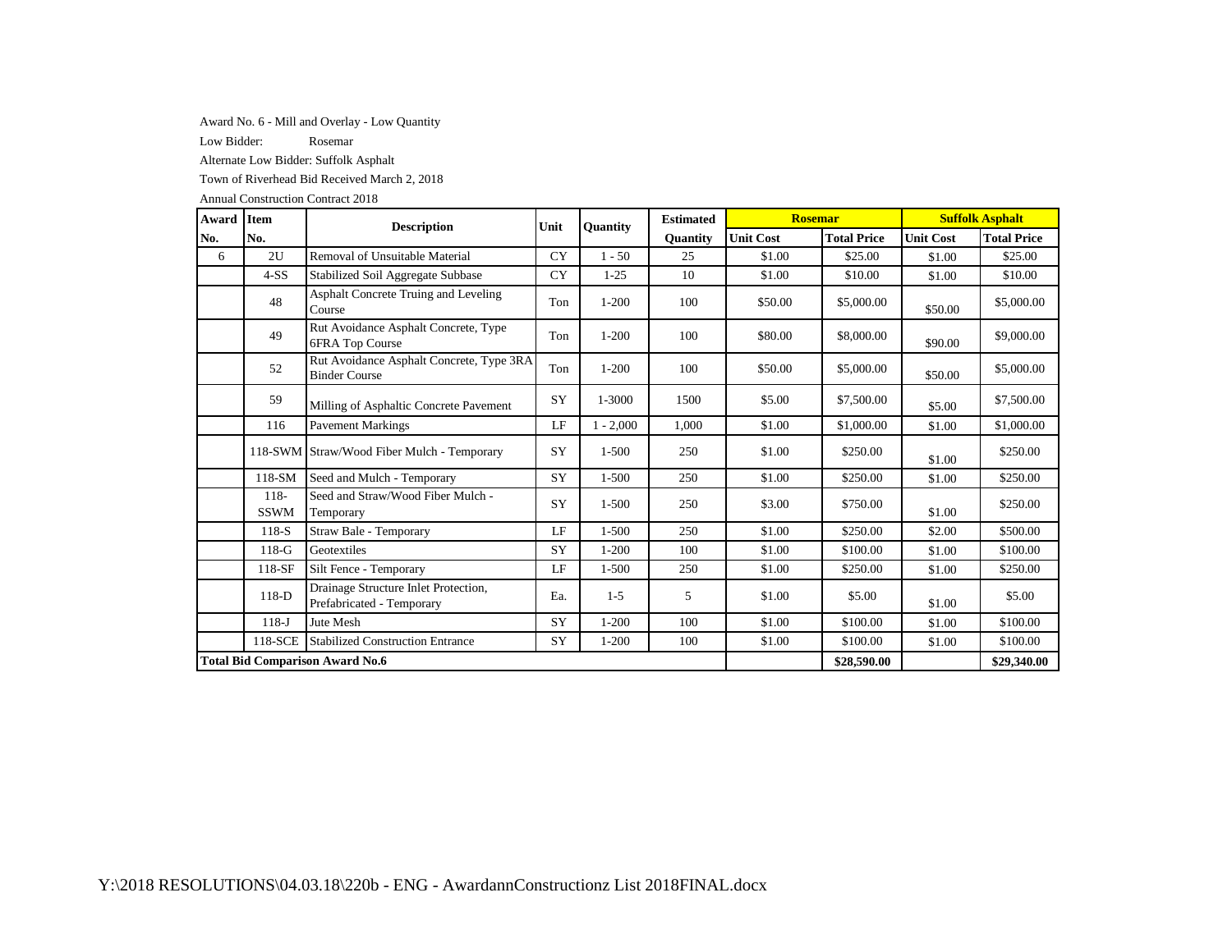Award No. 6 - Mill and Overlay - Low Quantity

Low Bidder: Rosemar

Alternate Low Bidder: Suffolk Asphalt

Town of Riverhead Bid Received March 2, 2018

Annual Construction Contract 2018

| Award No. | Item No. | Description | Unit | Quantity | Estimated Quantity | Rosemar | | Suffolk Asphalt | |
|---|---|---|---|---|---|---|---|---|---|
| | | | | | | Unit Cost | Total Price | Unit Cost | Total Price |
| 6 | 2U | Removal of Unsuitable Material | CY | 1 - 50 | 25 | $1.00 | $25.00 | $1.00 | $25.00 |
| | 4-SS | Stabilized Soil Aggregate Subbase | CY | 1-25 | 10 | $1.00 | $10.00 | $1.00 | $10.00 |
| | 48 | Asphalt Concrete Truing and Leveling Course | Ton | 1-200 | 100 | $50.00 | $5,000.00 | $50.00 | $5,000.00 |
| | 49 | Rut Avoidance Asphalt Concrete, Type 6FRA Top Course | Ton | 1-200 | 100 | $80.00 | $8,000.00 | $90.00 | $9,000.00 |
| | 52 | Rut Avoidance Asphalt Concrete, Type 3RA Binder Course | Ton | 1-200 | 100 | $50.00 | $5,000.00 | $50.00 | $5,000.00 |
| | 59 | Milling of Asphaltic Concrete Pavement | SY | 1-3000 | 1500 | $5.00 | $7,500.00 | $5.00 | $7,500.00 |
| | 116 | Pavement Markings | LF | 1 - 2,000 | 1,000 | $1.00 | $1,000.00 | $1.00 | $1,000.00 |
| | 118-SWM | Straw/Wood Fiber Mulch - Temporary | SY | 1-500 | 250 | $1.00 | $250.00 | $1.00 | $250.00 |
| | 118-SM | Seed and Mulch - Temporary | SY | 1-500 | 250 | $1.00 | $250.00 | $1.00 | $250.00 |
| | 118-SSWM | Seed and Straw/Wood Fiber Mulch - Temporary | SY | 1-500 | 250 | $3.00 | $750.00 | $1.00 | $250.00 |
| | 118-S | Straw Bale - Temporary | LF | 1-500 | 250 | $1.00 | $250.00 | $2.00 | $500.00 |
| | 118-G | Geotextiles | SY | 1-200 | 100 | $1.00 | $100.00 | $1.00 | $100.00 |
| | 118-SF | Silt Fence - Temporary | LF | 1-500 | 250 | $1.00 | $250.00 | $1.00 | $250.00 |
| | 118-D | Drainage Structure Inlet Protection, Prefabricated - Temporary | Ea. | 1-5 | 5 | $1.00 | $5.00 | $1.00 | $5.00 |
| | 118-J | Jute Mesh | SY | 1-200 | 100 | $1.00 | $100.00 | $1.00 | $100.00 |
| | 118-SCE | Stabilized Construction Entrance | SY | 1-200 | 100 | $1.00 | $100.00 | $1.00 | $100.00 |
| **Total Bid Comparison Award No.6** | | | | | | | **$28,590.00** | | **$29,340.00** |

Y:\2018 RESOLUTIONS\04.03.18\220b - ENG - AwardannConstructionz List 2018FINAL.docx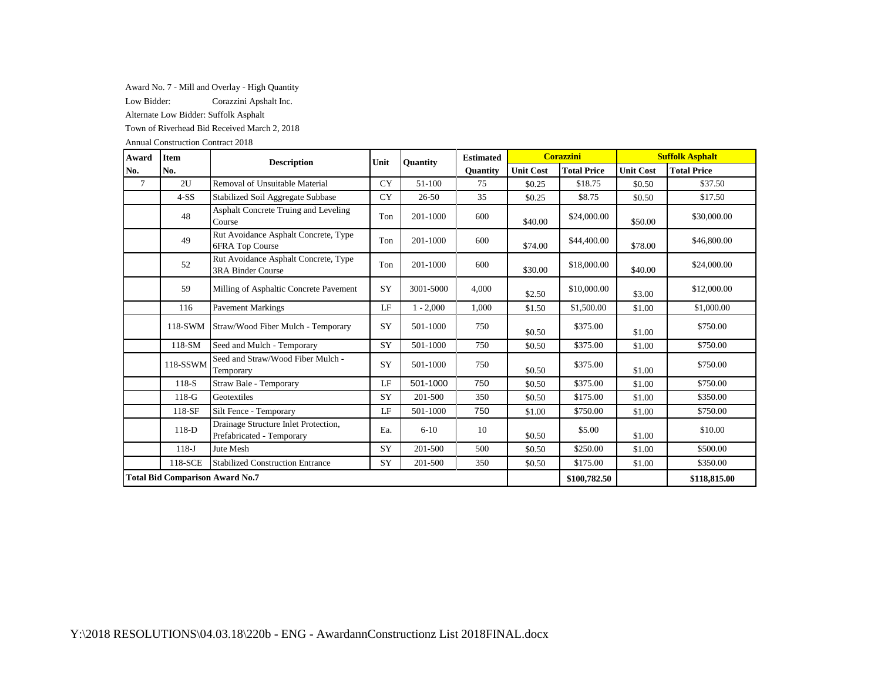Award No. 7 - Mill and Overlay - High Quantity

Low Bidder: Corazzini Apshalt Inc.

Alternate Low Bidder: Suffolk Asphalt

Town of Riverhead Bid Received March 2, 2018

Annual Construction Contract 2018

| Award No. | Item No. | Description | Unit | Quantity | Estimated Quantity | Corazzini | | Suffolk Asphalt | |
|---|---|---|---|---|---|---|---|---|---|
| | | | | | | Unit Cost | Total Price | Unit Cost | Total Price |
| 7 | 2U | Removal of Unsuitable Material | CY | 51-100 | 75 | $0.25 | $18.75 | $0.50 | $37.50 |
| | 4-SS | Stabilized Soil Aggregate Subbase | CY | 26-50 | 35 | $0.25 | $8.75 | $0.50 | $17.50 |
| | 48 | Asphalt Concrete Truing and Leveling Course | Ton | 201-1000 | 600 | $40.00 | $24,000.00 | $50.00 | $30,000.00 |
| | 49 | Rut Avoidance Asphalt Concrete, Type 6FRA Top Course | Ton | 201-1000 | 600 | $74.00 | $44,400.00 | $78.00 | $46,800.00 |
| | 52 | Rut Avoidance Asphalt Concrete, Type 3RA Binder Course | Ton | 201-1000 | 600 | $30.00 | $18,000.00 | $40.00 | $24,000.00 |
| | 59 | Milling of Asphaltic Concrete Pavement | SY | 3001-5000 | 4,000 | $2.50 | $10,000.00 | $3.00 | $12,000.00 |
| | 116 | Pavement Markings | LF | 1 - 2,000 | 1,000 | $1.50 | $1,500.00 | $1.00 | $1,000.00 |
| | 118-SWM | Straw/Wood Fiber Mulch - Temporary | SY | 501-1000 | 750 | $0.50 | $375.00 | $1.00 | $750.00 |
| | 118-SM | Seed and Mulch - Temporary | SY | 501-1000 | 750 | $0.50 | $375.00 | $1.00 | $750.00 |
| | 118-SSWM | Seed and Straw/Wood Fiber Mulch - Temporary | SY | 501-1000 | 750 | $0.50 | $375.00 | $1.00 | $750.00 |
| | 118-S | Straw Bale - Temporary | LF | 501-1000 | 750 | $0.50 | $375.00 | $1.00 | $750.00 |
| | 118-G | Geotextiles | SY | 201-500 | 350 | $0.50 | $175.00 | $1.00 | $350.00 |
| | 118-SF | Silt Fence - Temporary | LF | 501-1000 | 750 | $1.00 | $750.00 | $1.00 | $750.00 |
| | 118-D | Drainage Structure Inlet Protection, Prefabricated - Temporary | Ea. | 6-10 | 10 | $0.50 | $5.00 | $1.00 | $10.00 |
| | 118-J | Jute Mesh | SY | 201-500 | 500 | $0.50 | $250.00 | $1.00 | $500.00 |
| | 118-SCE | Stabilized Construction Entrance | SY | 201-500 | 350 | $0.50 | $175.00 | $1.00 | $350.00 |
| **Total Bid Comparison Award No.7** | | | | | | | **$100,782.50** | | **$118,815.00** |

Y:\2018 RESOLUTIONS\04.03.18\220b - ENG - AwardannConstructionz List 2018FINAL.docx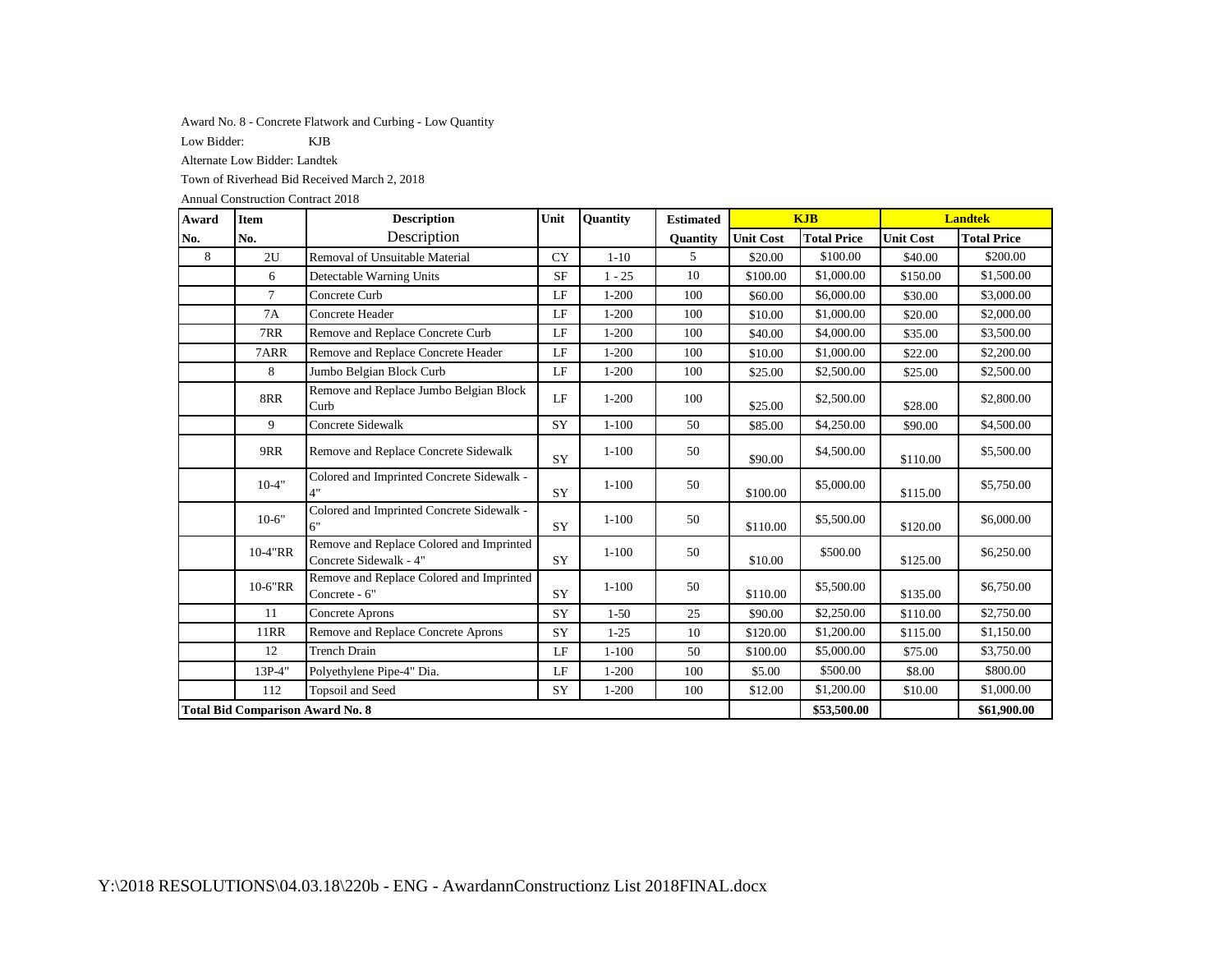Award No. 8 - Concrete Flatwork and Curbing - Low Quantity

Low Bidder: KJB

Alternate Low Bidder: Landtek

Town of Riverhead Bid Received March 2, 2018

Annual Construction Contract 2018

| Award No. | Item No. | Description | Unit | Quantity | Estimated Quantity | KJB | | Landtek | |
|---|---|---|---|---|---|---|---|---|---|
| | | | | | | Unit Cost | Total Price | Unit Cost | Total Price |
| 8 | 2U | Removal of Unsuitable Material | CY | 1-10 | 5 | $20.00 | $100.00 | $40.00 | $200.00 |
| | 6 | Detectable Warning Units | SF | 1 - 25 | 10 | $100.00 | $1,000.00 | $150.00 | $1,500.00 |
| | 7 | Concrete Curb | LF | 1-200 | 100 | $60.00 | $6,000.00 | $30.00 | $3,000.00 |
| | 7A | Concrete Header | LF | 1-200 | 100 | $10.00 | $1,000.00 | $20.00 | $2,000.00 |
| | 7RR | Remove and Replace Concrete Curb | LF | 1-200 | 100 | $40.00 | $4,000.00 | $35.00 | $3,500.00 |
| | 7ARR | Remove and Replace Concrete Header | LF | 1-200 | 100 | $10.00 | $1,000.00 | $22.00 | $2,200.00 |
| | 8 | Jumbo Belgian Block Curb | LF | 1-200 | 100 | $25.00 | $2,500.00 | $25.00 | $2,500.00 |
| | 8RR | Remove and Replace Jumbo Belgian Block Curb | LF | 1-200 | 100 | $25.00 | $2,500.00 | $28.00 | $2,800.00 |
| | 9 | Concrete Sidewalk | SY | 1-100 | 50 | $85.00 | $4,250.00 | $90.00 | $4,500.00 |
| | 9RR | Remove and Replace Concrete Sidewalk | SY | 1-100 | 50 | $90.00 | $4,500.00 | $110.00 | $5,500.00 |
| | 10-4" | Colored and Imprinted Concrete Sidewalk - 4" | SY | 1-100 | 50 | $100.00 | $5,000.00 | $115.00 | $5,750.00 |
| | 10-6" | Colored and Imprinted Concrete Sidewalk - 6" | SY | 1-100 | 50 | $110.00 | $5,500.00 | $120.00 | $6,000.00 |
| | 10-4"RR | Remove and Replace Colored and Imprinted Concrete Sidewalk - 4" | SY | 1-100 | 50 | $10.00 | $500.00 | $125.00 | $6,250.00 |
| | 10-6"RR | Remove and Replace Colored and Imprinted Concrete - 6" | SY | 1-100 | 50 | $110.00 | $5,500.00 | $135.00 | $6,750.00 |
| | 11 | Concrete Aprons | SY | 1-50 | 25 | $90.00 | $2,250.00 | $110.00 | $2,750.00 |
| | 11RR | Remove and Replace Concrete Aprons | SY | 1-25 | 10 | $120.00 | $1,200.00 | $115.00 | $1,150.00 |
| | 12 | Trench Drain | LF | 1-100 | 50 | $100.00 | $5,000.00 | $75.00 | $3,750.00 |
| | 13P-4" | Polyethylene Pipe-4" Dia. | LF | 1-200 | 100 | $5.00 | $500.00 | $8.00 | $800.00 |
| | 112 | Topsoil and Seed | SY | 1-200 | 100 | $12.00 | $1,200.00 | $10.00 | $1,000.00 |
| **Total Bid Comparison Award No. 8** | | | | | | | **$53,500.00** | | **$61,900.00** |

Y:\2018 RESOLUTIONS\04.03.18\220b - ENG - AwardannConstructionz List 2018FINAL.docx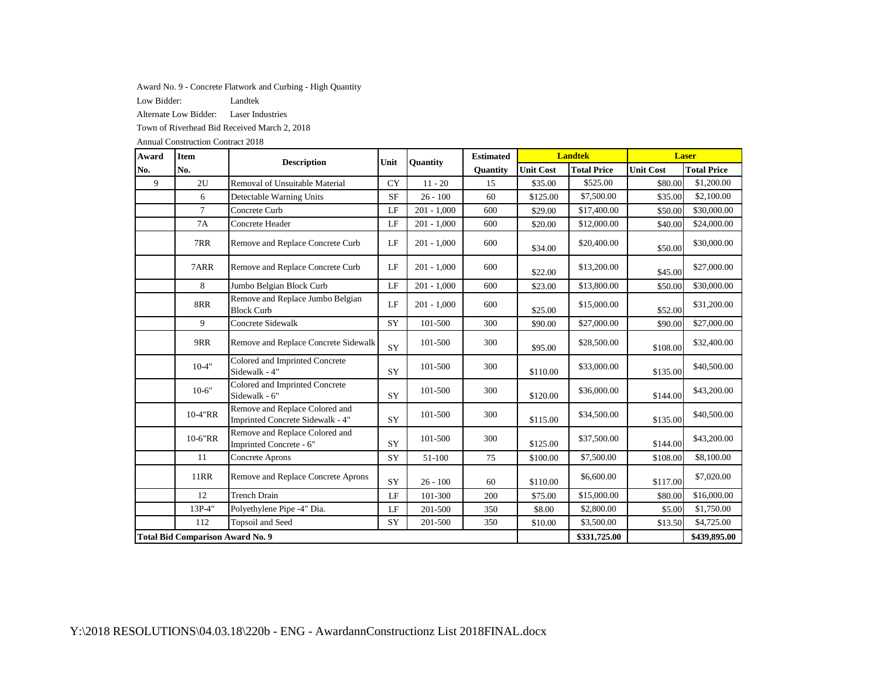Award No. 9 - Concrete Flatwork and Curbing - High Quantity

Low Bidder: Landtek

Alternate Low Bidder: Laser Industries

Town of Riverhead Bid Received March 2, 2018

Annual Construction Contract 2018

| Award No. | Item No. | Description | Unit | Quantity | Estimated Quantity | Landtek | | Laser | |
|---|---|---|---|---|---|---|---|---|---|
| | | | | | | Unit Cost | Total Price | Unit Cost | Total Price |
| 9 | 2U | Removal of Unsuitable Material | CY | 11 - 20 | 15 | $35.00 | $525.00 | $80.00 | $1,200.00 |
| | 6 | Detectable Warning Units | SF | 26 - 100 | 60 | $125.00 | $7,500.00 | $35.00 | $2,100.00 |
| | 7 | Concrete Curb | LF | 201 - 1,000 | 600 | $29.00 | $17,400.00 | $50.00 | $30,000.00 |
| | 7A | Concrete Header | LF | 201 - 1,000 | 600 | $20.00 | $12,000.00 | $40.00 | $24,000.00 |
| | 7RR | Remove and Replace Concrete Curb | LF | 201 - 1,000 | 600 | $34.00 | $20,400.00 | $50.00 | $30,000.00 |
| | 7ARR | Remove and Replace Concrete Curb | LF | 201 - 1,000 | 600 | $22.00 | $13,200.00 | $45.00 | $27,000.00 |
| | 8 | Jumbo Belgian Block Curb | LF | 201 - 1,000 | 600 | $23.00 | $13,800.00 | $50.00 | $30,000.00 |
| | 8RR | Remove and Replace Jumbo Belgian Block Curb | LF | 201 - 1,000 | 600 | $25.00 | $15,000.00 | $52.00 | $31,200.00 |
| | 9 | Concrete Sidewalk | SY | 101-500 | 300 | $90.00 | $27,000.00 | $90.00 | $27,000.00 |
| | 9RR | Remove and Replace Concrete Sidewalk | SY | 101-500 | 300 | $95.00 | $28,500.00 | $108.00 | $32,400.00 |
| | 10-4" | Colored and Imprinted Concrete Sidewalk - 4" | SY | 101-500 | 300 | $110.00 | $33,000.00 | $135.00 | $40,500.00 |
| | 10-6" | Colored and Imprinted Concrete Sidewalk - 6" | SY | 101-500 | 300 | $120.00 | $36,000.00 | $144.00 | $43,200.00 |
| | 10-4"RR | Remove and Replace Colored and Imprinted Concrete Sidewalk - 4" | SY | 101-500 | 300 | $115.00 | $34,500.00 | $135.00 | $40,500.00 |
| | 10-6"RR | Remove and Replace Colored and Imprinted Concrete - 6" | SY | 101-500 | 300 | $125.00 | $37,500.00 | $144.00 | $43,200.00 |
| | 11 | Concrete Aprons | SY | 51-100 | 75 | $100.00 | $7,500.00 | $108.00 | $8,100.00 |
| | 11RR | Remove and Replace Concrete Aprons | SY | 26 - 100 | 60 | $110.00 | $6,600.00 | $117.00 | $7,020.00 |
| | 12 | Trench Drain | LF | 101-300 | 200 | $75.00 | $15,000.00 | $80.00 | $16,000.00 |
| | 13P-4" | Polyethylene Pipe -4" Dia. | LF | 201-500 | 350 | $8.00 | $2,800.00 | $5.00 | $1,750.00 |
| | 112 | Topsoil and Seed | SY | 201-500 | 350 | $10.00 | $3,500.00 | $13.50 | $4,725.00 |
| **Total Bid Comparison Award No. 9** | | | | | | | **$331,725.00** | | **$439,895.00** |

Y:\2018 RESOLUTIONS\04.03.18\220b - ENG - AwardannConstructionz List 2018FINAL.docx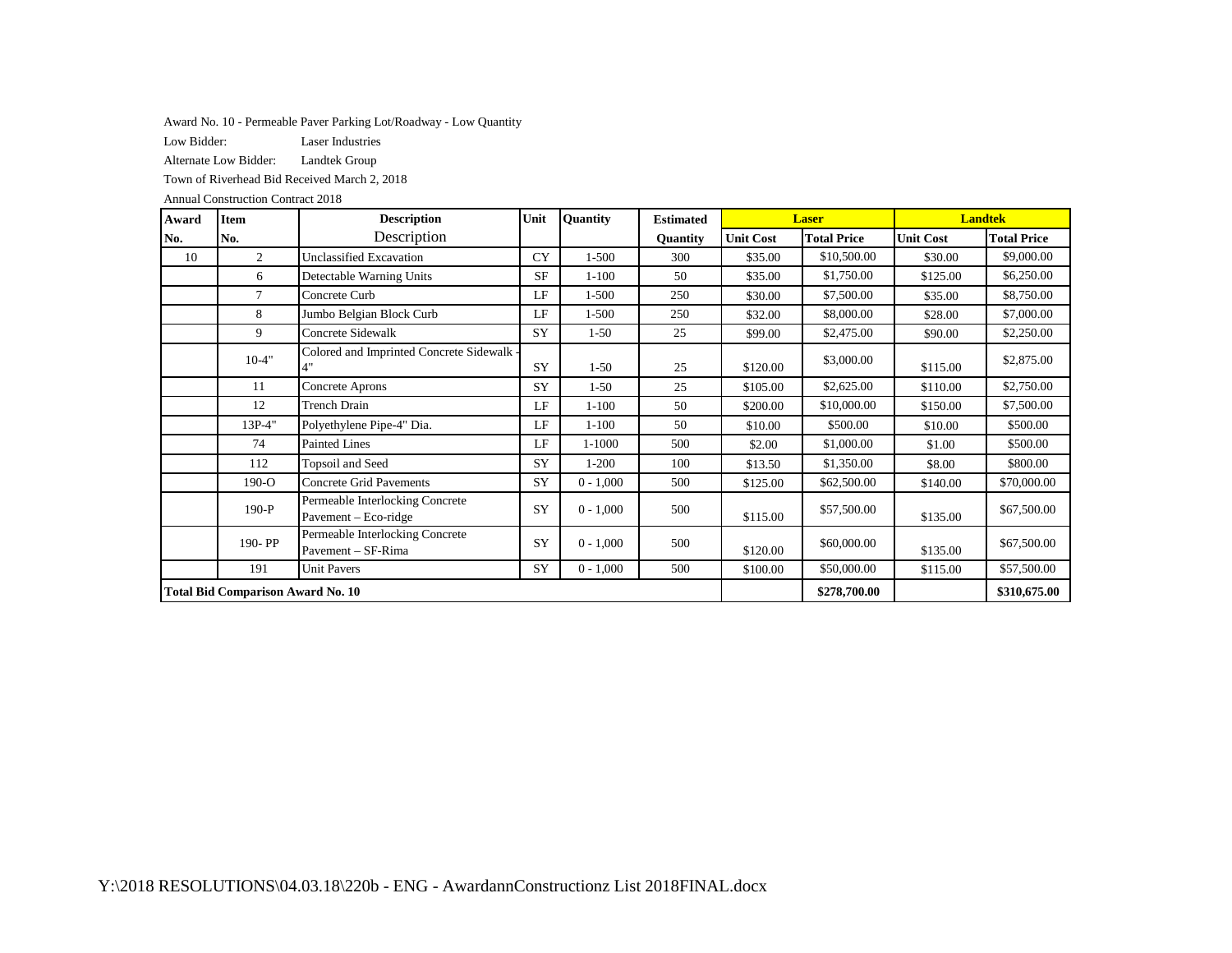Award No. 10 - Permeable Paver Parking Lot/Roadway - Low Quantity

Low Bidder: Laser Industries

Alternate Low Bidder: Landtek Group

Town of Riverhead Bid Received March 2, 2018

Annual Construction Contract 2018

| Award No. | Item No. | Description | Unit | Quantity | Estimated Quantity | Laser | | Landtek | |
|---|---|---|---|---|---|---|---|---|---|
| | | Description | | | | Unit Cost | Total Price | Unit Cost | Total Price |
| 10 | 2 | Unclassified Excavation | CY | 1-500 | 300 | $35.00 | $10,500.00 | $30.00 | $9,000.00 |
| | 6 | Detectable Warning Units | SF | 1-100 | 50 | $35.00 | $1,750.00 | $125.00 | $6,250.00 |
| | 7 | Concrete Curb | LF | 1-500 | 250 | $30.00 | $7,500.00 | $35.00 | $8,750.00 |
| | 8 | Jumbo Belgian Block Curb | LF | 1-500 | 250 | $32.00 | $8,000.00 | $28.00 | $7,000.00 |
| | 9 | Concrete Sidewalk | SY | 1-50 | 25 | $99.00 | $2,475.00 | $90.00 | $2,250.00 |
| | 10-4" | Colored and Imprinted Concrete Sidewalk - 4" | SY | 1-50 | 25 | $120.00 | $3,000.00 | $115.00 | $2,875.00 |
| | 11 | Concrete Aprons | SY | 1-50 | 25 | $105.00 | $2,625.00 | $110.00 | $2,750.00 |
| | 12 | Trench Drain | LF | 1-100 | 50 | $200.00 | $10,000.00 | $150.00 | $7,500.00 |
| | 13P-4" | Polyethylene Pipe-4" Dia. | LF | 1-100 | 50 | $10.00 | $500.00 | $10.00 | $500.00 |
| | 74 | Painted Lines | LF | 1-1000 | 500 | $2.00 | $1,000.00 | $1.00 | $500.00 |
| | 112 | Topsoil and Seed | SY | 1-200 | 100 | $13.50 | $1,350.00 | $8.00 | $800.00 |
| | 190-O | Concrete Grid Pavements | SY | 0 - 1,000 | 500 | $125.00 | $62,500.00 | $140.00 | $70,000.00 |
| | 190-P | Permeable Interlocking Concrete Pavement – Eco-ridge | SY | 0 - 1,000 | 500 | $115.00 | $57,500.00 | $135.00 | $67,500.00 |
| | 190- PP | Permeable Interlocking Concrete Pavement – SF-Rima | SY | 0 - 1,000 | 500 | $120.00 | $60,000.00 | $135.00 | $67,500.00 |
| | 191 | Unit Pavers | SY | 0 - 1,000 | 500 | $100.00 | $50,000.00 | $115.00 | $57,500.00 |
| **Total Bid Comparison Award No. 10** | | | | | | | **$278,700.00** | | **$310,675.00** |

Y:\2018 RESOLUTIONS\04.03.18\220b - ENG - AwardannConstructionz List 2018FINAL.docx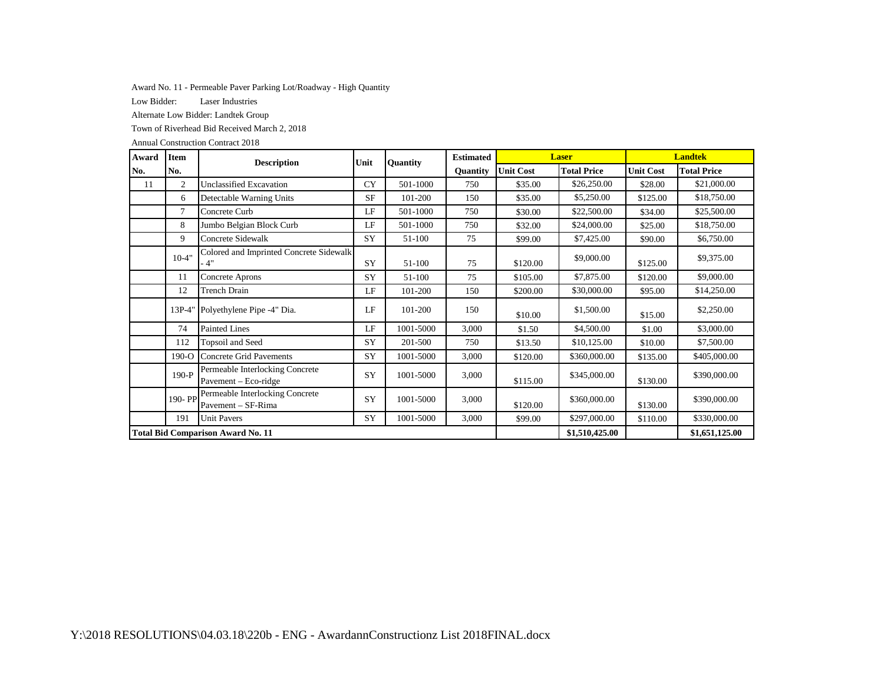Award No. 11 - Permeable Paver Parking Lot/Roadway - High Quantity

Low Bidder: Laser Industries

Alternate Low Bidder: Landtek Group

Town of Riverhead Bid Received March 2, 2018

Annual Construction Contract 2018

| Award No. | Item No. | Description | Unit | Quantity | Estimated Quantity | Laser | | Landtek | |
|---|---|---|---|---|---|---|---|---|---|
| | | | | | | Unit Cost | Total Price | Unit Cost | Total Price |
| 11 | 2 | Unclassified Excavation | CY | 501-1000 | 750 | $35.00 | $26,250.00 | $28.00 | $21,000.00 |
| | 6 | Detectable Warning Units | SF | 101-200 | 150 | $35.00 | $5,250.00 | $125.00 | $18,750.00 |
| | 7 | Concrete Curb | LF | 501-1000 | 750 | $30.00 | $22,500.00 | $34.00 | $25,500.00 |
| | 8 | Jumbo Belgian Block Curb | LF | 501-1000 | 750 | $32.00 | $24,000.00 | $25.00 | $18,750.00 |
| | 9 | Concrete Sidewalk | SY | 51-100 | 75 | $99.00 | $7,425.00 | $90.00 | $6,750.00 |
| | 10-4" | Colored and Imprinted Concrete Sidewalk - 4" | SY | 51-100 | 75 | $120.00 | $9,000.00 | $125.00 | $9,375.00 |
| | 11 | Concrete Aprons | SY | 51-100 | 75 | $105.00 | $7,875.00 | $120.00 | $9,000.00 |
| | 12 | Trench Drain | LF | 101-200 | 150 | $200.00 | $30,000.00 | $95.00 | $14,250.00 |
| | 13P-4" | Polyethylene Pipe -4" Dia. | LF | 101-200 | 150 | $10.00 | $1,500.00 | $15.00 | $2,250.00 |
| | 74 | Painted Lines | LF | 1001-5000 | 3,000 | $1.50 | $4,500.00 | $1.00 | $3,000.00 |
| | 112 | Topsoil and Seed | SY | 201-500 | 750 | $13.50 | $10,125.00 | $10.00 | $7,500.00 |
| | 190-O | Concrete Grid Pavements | SY | 1001-5000 | 3,000 | $120.00 | $360,000.00 | $135.00 | $405,000.00 |
| | 190-P | Permeable Interlocking Concrete Pavement – Eco-ridge | SY | 1001-5000 | 3,000 | $115.00 | $345,000.00 | $130.00 | $390,000.00 |
| | 190- PP | Permeable Interlocking Concrete Pavement – SF-Rima | SY | 1001-5000 | 3,000 | $120.00 | $360,000.00 | $130.00 | $390,000.00 |
| | 191 | Unit Pavers | SY | 1001-5000 | 3,000 | $99.00 | $297,000.00 | $110.00 | $330,000.00 |
| **Total Bid Comparison Award No. 11** | | | | | | | **$1,510,425.00** | | **$1,651,125.00** |

Y:\2018 RESOLUTIONS\04.03.18\220b - ENG - AwardannConstructionz List 2018FINAL.docx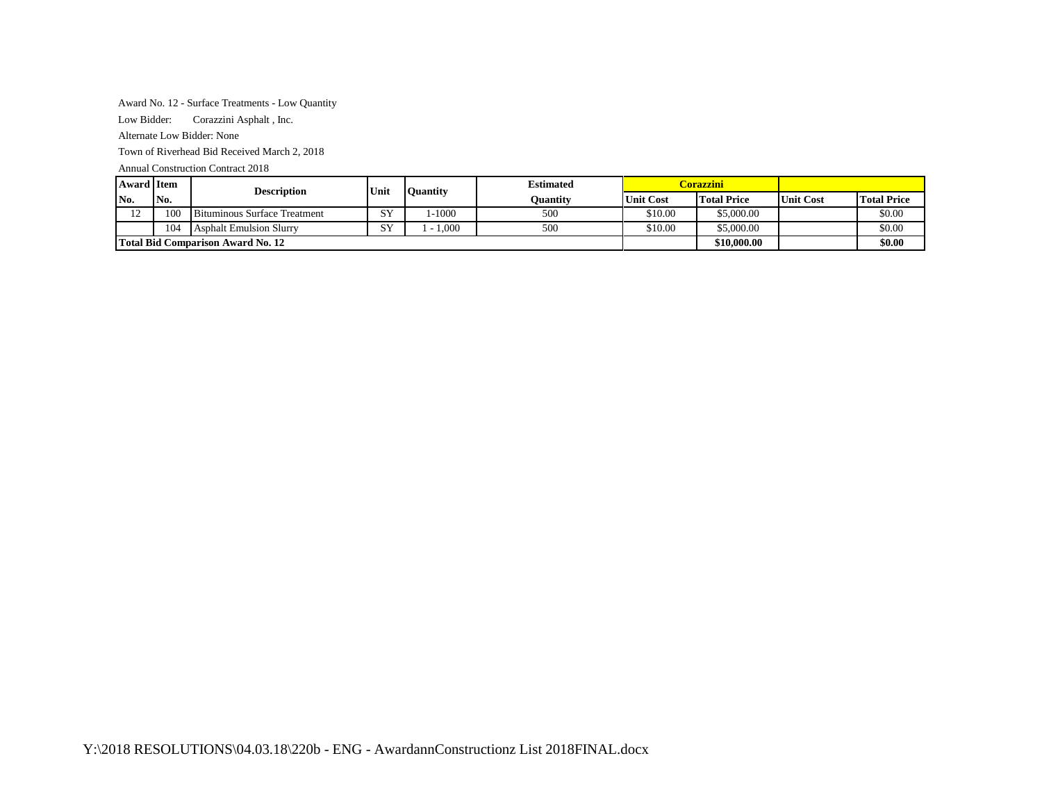Award No. 12 - Surface Treatments - Low Quantity

Low Bidder: Corazzini Asphalt , Inc.

Alternate Low Bidder: None

Town of Riverhead Bid Received March 2, 2018

Annual Construction Contract 2018

| Award No. | Item No. | Description | Unit | Quantity | Estimated Quantity | Corazzini | | | |
|---|---|---|---|---|---|---|---|---|---|
| | | | | | | Unit Cost | Total Price | Unit Cost | Total Price |
| 12 | 100 | Bituminous Surface Treatment | SY | 1-1000 | 500 | $10.00 | $5,000.00 | | $0.00 |
| | 104 | Asphalt Emulsion Slurry | SY | 1 - 1,000 | 500 | $10.00 | $5,000.00 | | $0.00 |
| **Total Bid Comparison Award No. 12** | | | | | | | **$10,000.00** | | **$0.00** |

Y:\2018 RESOLUTIONS\04.03.18\220b - ENG - AwardannConstructionz List 2018FINAL.docx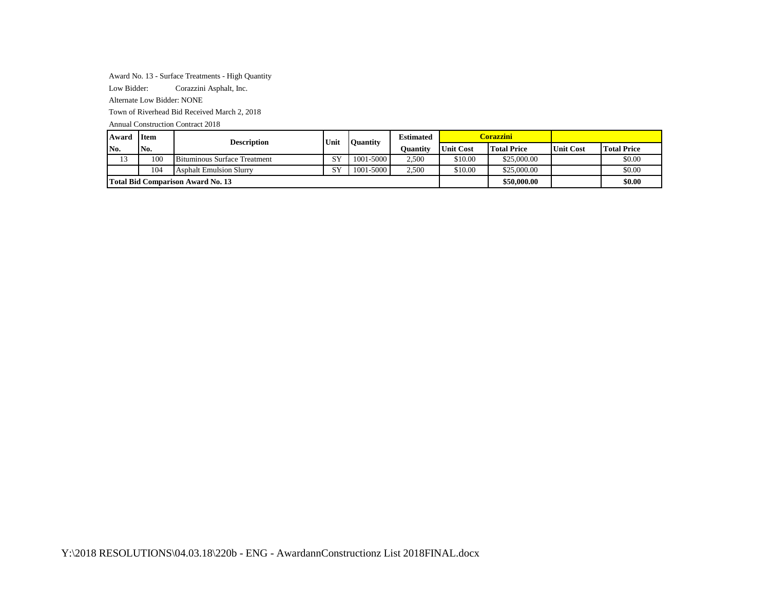Award No. 13 - Surface Treatments - High Quantity

Low Bidder: Corazzini Asphalt, Inc.

Alternate Low Bidder: NONE

Town of Riverhead Bid Received March 2, 2018

Annual Construction Contract 2018

| Award No. | Item No. | Description | Unit | Quantity | Estimated Quantity | Corazzini | | | |
|---|---|---|---|---|---|---|---|---|---|
| | | | | | | Unit Cost | Total Price | Unit Cost | Total Price |
| 13 | 100 | Bituminous Surface Treatment | SY | 1001-5000 | 2,500 | $10.00 | $25,000.00 | | $0.00 |
| | 104 | Asphalt Emulsion Slurry | SY | 1001-5000 | 2,500 | $10.00 | $25,000.00 | | $0.00 |
| **Total Bid Comparison Award No. 13** | | | | | | | **$50,000.00** | | **$0.00** |

Y:\2018 RESOLUTIONS\04.03.18\220b - ENG - AwardannConstructionz List 2018FINAL.docx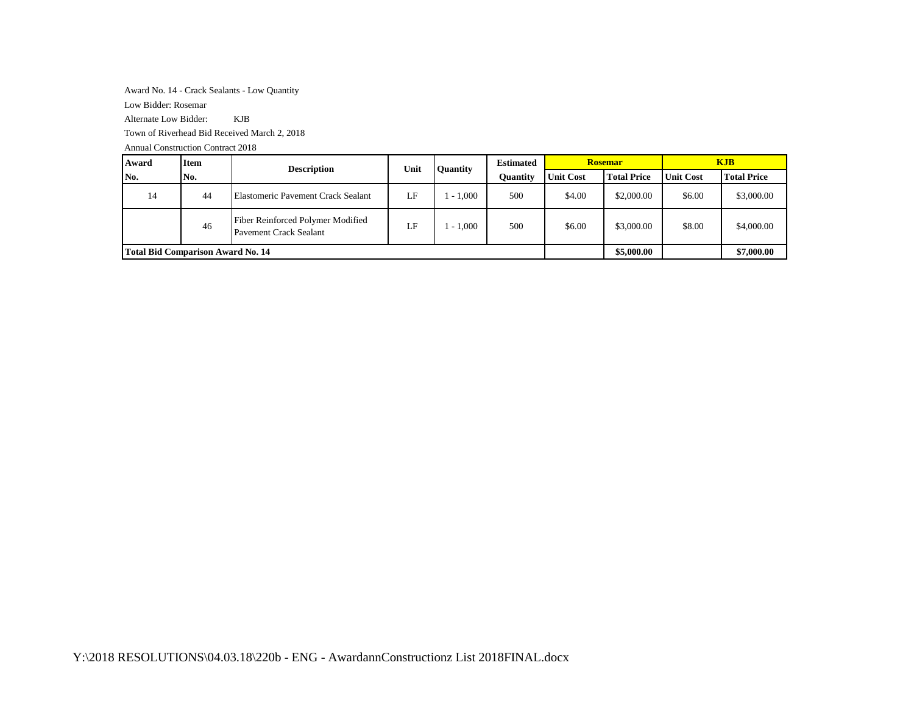Award No. 14 - Crack Sealants - Low Quantity

Low Bidder: Rosemar

Alternate Low Bidder: KJB

Town of Riverhead Bid Received March 2, 2018

Annual Construction Contract 2018

| Award No. | Item No. | Description | Unit | Quantity | Estimated Quantity | Rosemar | | KJB | |
|---|---|---|---|---|---|---|---|---|---|
| | | | | | | Unit Cost | Total Price | Unit Cost | Total Price |
| 14 | 44 | Elastomeric Pavement Crack Sealant | LF | 1 - 1,000 | 500 | $4.00 | $2,000.00 | $6.00 | $3,000.00 |
| | 46 | Fiber Reinforced Polymer Modified Pavement Crack Sealant | LF | 1 - 1,000 | 500 | $6.00 | $3,000.00 | $8.00 | $4,000.00 |
| **Total Bid Comparison Award No. 14** | | | | | | | **$5,000.00** | | **$7,000.00** |

Y:\2018 RESOLUTIONS\04.03.18\220b - ENG - AwardannConstructionz List 2018FINAL.docx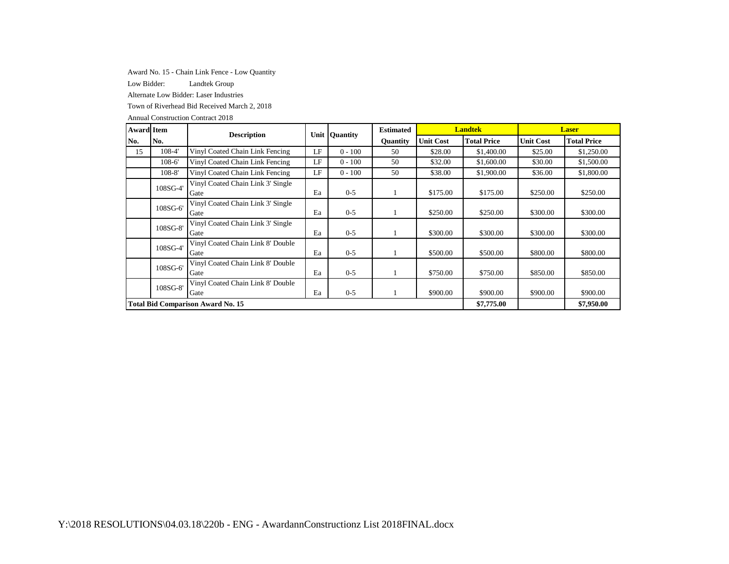Award No. 15 - Chain Link Fence - Low Quantity

Low Bidder: Landtek Group

Alternate Low Bidder: Laser Industries

Town of Riverhead Bid Received March 2, 2018

Annual Construction Contract 2018

| Award No. | Item No. | Description | Unit | Quantity | Estimated Quantity | Landtek | | Laser | |
|---|---|---|---|---|---|---|---|---|---|
| | | | | | | Unit Cost | Total Price | Unit Cost | Total Price |
| 15 | 108-4' | Vinyl Coated Chain Link Fencing | LF | 0 - 100 | 50 | $28.00 | $1,400.00 | $25.00 | $1,250.00 |
| | 108-6' | Vinyl Coated Chain Link Fencing | LF | 0 - 100 | 50 | $32.00 | $1,600.00 | $30.00 | $1,500.00 |
| | 108-8' | Vinyl Coated Chain Link Fencing | LF | 0 - 100 | 50 | $38.00 | $1,900.00 | $36.00 | $1,800.00 |
| | 108SG-4' | Vinyl Coated Chain Link 3' Single Gate | Ea | 0-5 | 1 | $175.00 | $175.00 | $250.00 | $250.00 |
| | 108SG-6' | Vinyl Coated Chain Link 3' Single Gate | Ea | 0-5 | 1 | $250.00 | $250.00 | $300.00 | $300.00 |
| | 108SG-8' | Vinyl Coated Chain Link 3' Single Gate | Ea | 0-5 | 1 | $300.00 | $300.00 | $300.00 | $300.00 |
| | 108SG-4' | Vinyl Coated Chain Link 8' Double Gate | Ea | 0-5 | 1 | $500.00 | $500.00 | $800.00 | $800.00 |
| | 108SG-6' | Vinyl Coated Chain Link 8' Double Gate | Ea | 0-5 | 1 | $750.00 | $750.00 | $850.00 | $850.00 |
| | 108SG-8' | Vinyl Coated Chain Link 8' Double Gate | Ea | 0-5 | 1 | $900.00 | $900.00 | $900.00 | $900.00 |
| **Total Bid Comparison Award No. 15** | | | | | | | **$7,775.00** | | **$7,950.00** |

Y:\2018 RESOLUTIONS\04.03.18\220b - ENG - AwardannConstructionz List 2018FINAL.docx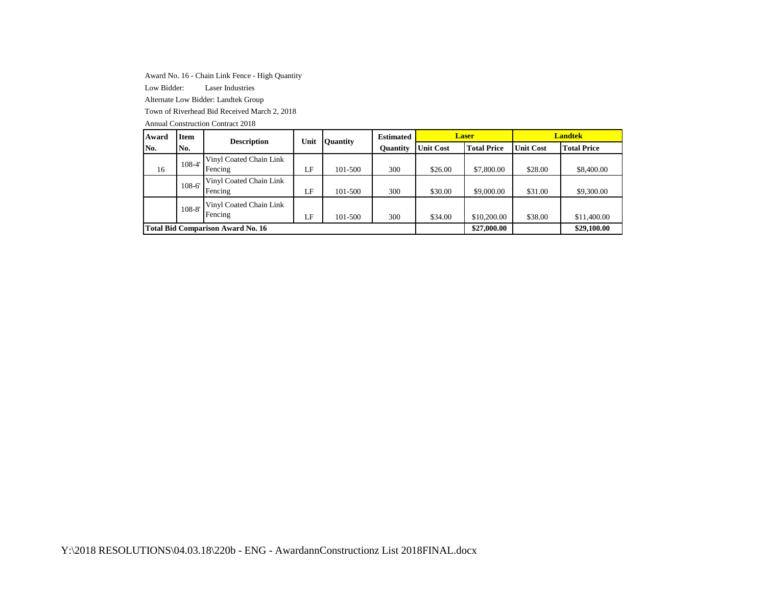Award No. 16 - Chain Link Fence - High Quantity

Low Bidder: Laser Industries

Alternate Low Bidder: Landtek Group

Town of Riverhead Bid Received March 2, 2018

Annual Construction Contract 2018

| Award No. | Item No. | Description | Unit | Quantity | Estimated Quantity | Laser | | Landtek | |
|---|---|---|---|---|---|---|---|---|---|
| | | | | | | Unit Cost | Total Price | Unit Cost | Total Price |
| 16 | 108-4' | Vinyl Coated Chain Link Fencing | LF | 101-500 | 300 | $26.00 | $7,800.00 | $28.00 | $8,400.00 |
| | 108-6' | Vinyl Coated Chain Link Fencing | LF | 101-500 | 300 | $30.00 | $9,000.00 | $31.00 | $9,300.00 |
| | 108-8' | Vinyl Coated Chain Link Fencing | LF | 101-500 | 300 | $34.00 | $10,200.00 | $38.00 | $11,400.00 |
| **Total Bid Comparison Award No. 16** | | | | | | | **$27,000.00** | | **$29,100.00** |

Y:\2018 RESOLUTIONS\04.03.18\220b - ENG - AwardannConstructionz List 2018FINAL.docx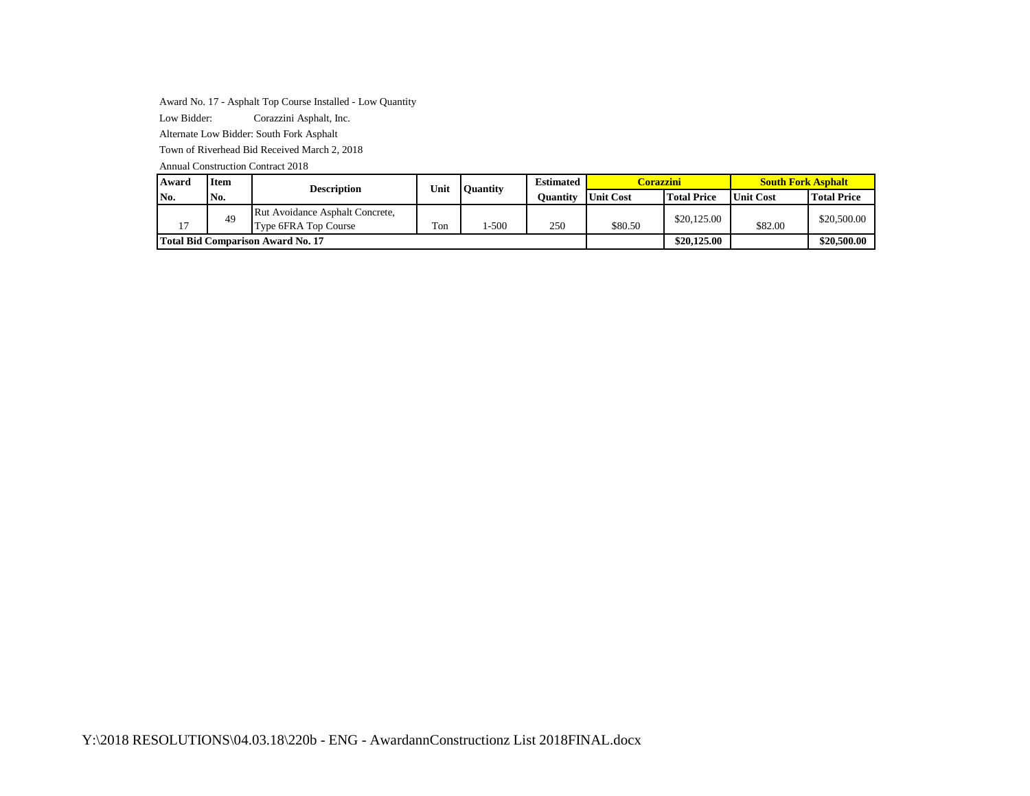Award No. 17 - Asphalt Top Course Installed - Low Quantity

Low Bidder: Corazzini Asphalt, Inc.

Alternate Low Bidder: South Fork Asphalt

Town of Riverhead Bid Received March 2, 2018

Annual Construction Contract 2018

| Award No. | Item No. | Description | Unit | Quantity | Estimated Quantity | Corazzini | | South Fork Asphalt | |
|---|---|---|---|---|---|---|---|---|---|
| | | | | | | Unit Cost | Total Price | Unit Cost | Total Price |
| 17 | 49 | Rut Avoidance Asphalt Concrete, Type 6FRA Top Course | Ton | 1-500 | 250 | $80.50 | $20,125.00 | $82.00 | $20,500.00 |
| **Total Bid Comparison Award No. 17** | | | | | | | **$20,125.00** | | **$20,500.00** |

Y:\2018 RESOLUTIONS\04.03.18\220b - ENG - AwardannConstructionz List 2018FINAL.docx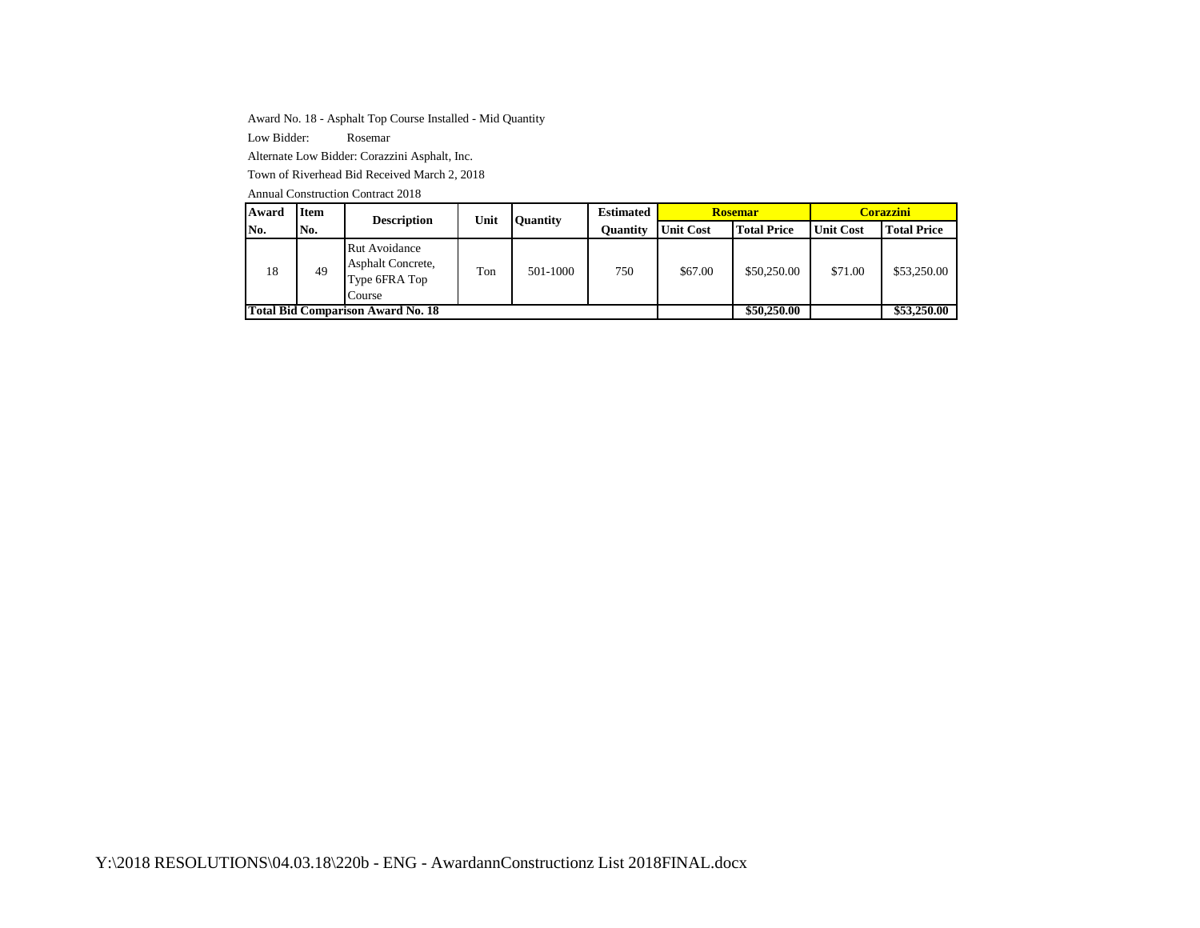Award No. 18 - Asphalt Top Course Installed - Mid Quantity

Low Bidder: Rosemar

Alternate Low Bidder: Corazzini Asphalt, Inc.

Town of Riverhead Bid Received March 2, 2018

Annual Construction Contract 2018

| Award No. | Item No. | Description | Unit | Quantity | Estimated Quantity | Rosemar | | Corazzini | |
|---|---|---|---|---|---|---|---|---|---|
| | | | | | | Unit Cost | Total Price | Unit Cost | Total Price |
| 18 | 49 | Rut Avoidance Asphalt Concrete, Type 6FRA Top Course | Ton | 501-1000 | 750 | $67.00 | $50,250.00 | $71.00 | $53,250.00 |
| **Total Bid Comparison Award No. 18** | | | | | | | **$50,250.00** | | **$53,250.00** |

Y:\2018 RESOLUTIONS\04.03.18\220b - ENG - AwardannConstructionz List 2018FINAL.docx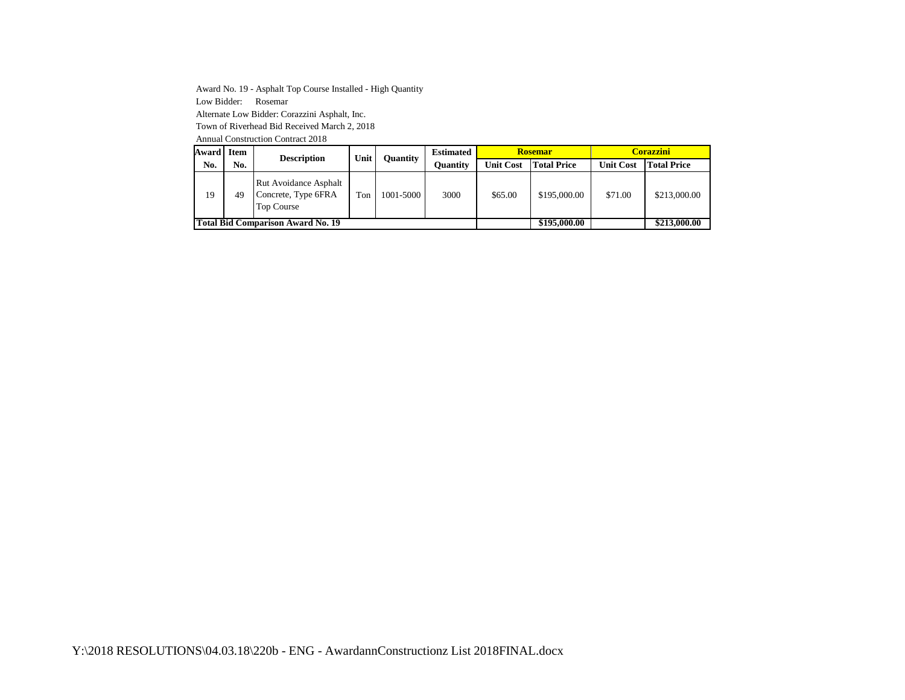Award No. 19 - Asphalt Top Course Installed - High Quantity

Low Bidder: Rosemar

Alternate Low Bidder: Corazzini Asphalt, Inc.

Town of Riverhead Bid Received March 2, 2018

Annual Construction Contract 2018

| Award No. | Item No. | Description | Unit | Quantity | Estimated Quantity | Rosemar | | Corazzini | |
|---|---|---|---|---|---|---|---|---|---|
| | | | | | | Unit Cost | Total Price | Unit Cost | Total Price |
| 19 | 49 | Rut Avoidance Asphalt Concrete, Type 6FRA Top Course | Ton | 1001-5000 | 3000 | $65.00 | $195,000.00 | $71.00 | $213,000.00 |
| **Total Bid Comparison Award No. 19** | | | | | | | **$195,000.00** | | **$213,000.00** |

Y:\2018 RESOLUTIONS\04.03.18\220b - ENG - AwardannConstructionz List 2018FINAL.docx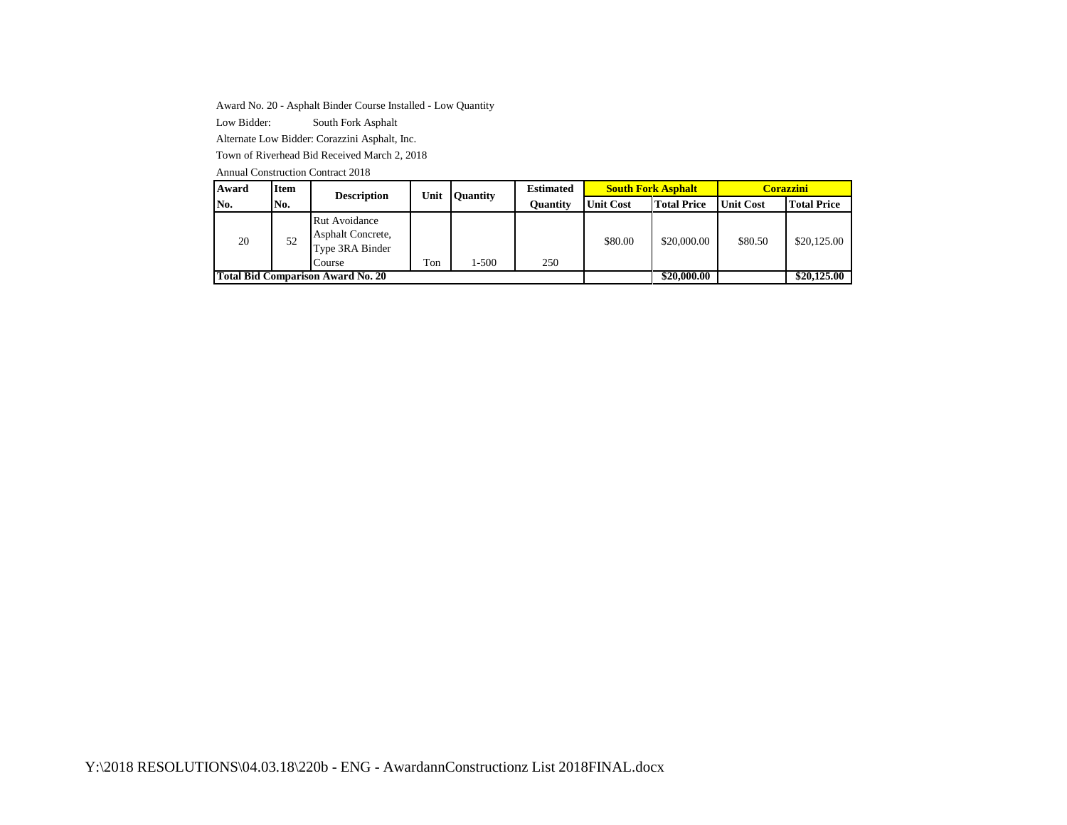Award No. 20 - Asphalt Binder Course Installed - Low Quantity

Low Bidder: South Fork Asphalt

Alternate Low Bidder: Corazzini Asphalt, Inc.

Town of Riverhead Bid Received March 2, 2018

Annual Construction Contract 2018

| Award No. | Item No. | Description | Unit | Quantity | Estimated Quantity | South Fork Asphalt | | Corazzini | |
|---|---|---|---|---|---|---|---|---|---|
| | | | | | | Unit Cost | Total Price | Unit Cost | Total Price |
| 20 | 52 | Rut Avoidance Asphalt Concrete, Type 3RA Binder Course | Ton | 1-500 | 250 | $80.00 | $20,000.00 | $80.50 | $20,125.00 |
| **Total Bid Comparison Award No. 20** | | | | | | | **$20,000.00** | | **$20,125.00** |

Y:\2018 RESOLUTIONS\04.03.18\220b - ENG - AwardannConstructionz List 2018FINAL.docx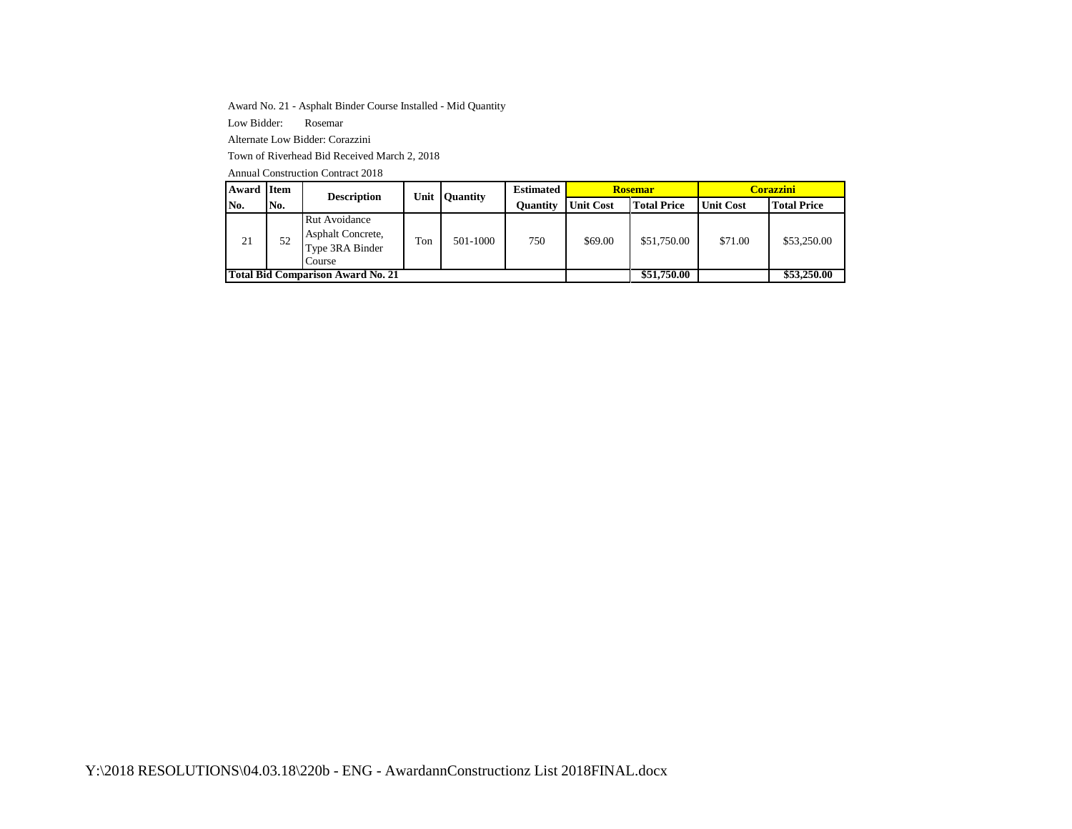Award No. 21 - Asphalt Binder Course Installed - Mid Quantity

Low Bidder: Rosemar

Alternate Low Bidder: Corazzini

Town of Riverhead Bid Received March 2, 2018

Annual Construction Contract 2018

| Award No. | Item No. | Description | Unit | Quantity | Estimated Quantity | Rosemar | | Corazzini | |
|---|---|---|---|---|---|---|---|---|---|
| | | | | | | Unit Cost | Total Price | Unit Cost | Total Price |
| 21 | 52 | Rut Avoidance Asphalt Concrete, Type 3RA Binder Course | Ton | 501-1000 | 750 | $69.00 | $51,750.00 | $71.00 | $53,250.00 |
| **Total Bid Comparison Award No. 21** | | | | | | | **$51,750.00** | | **$53,250.00** |

Y:\2018 RESOLUTIONS\04.03.18\220b - ENG - AwardannConstructionz List 2018FINAL.docx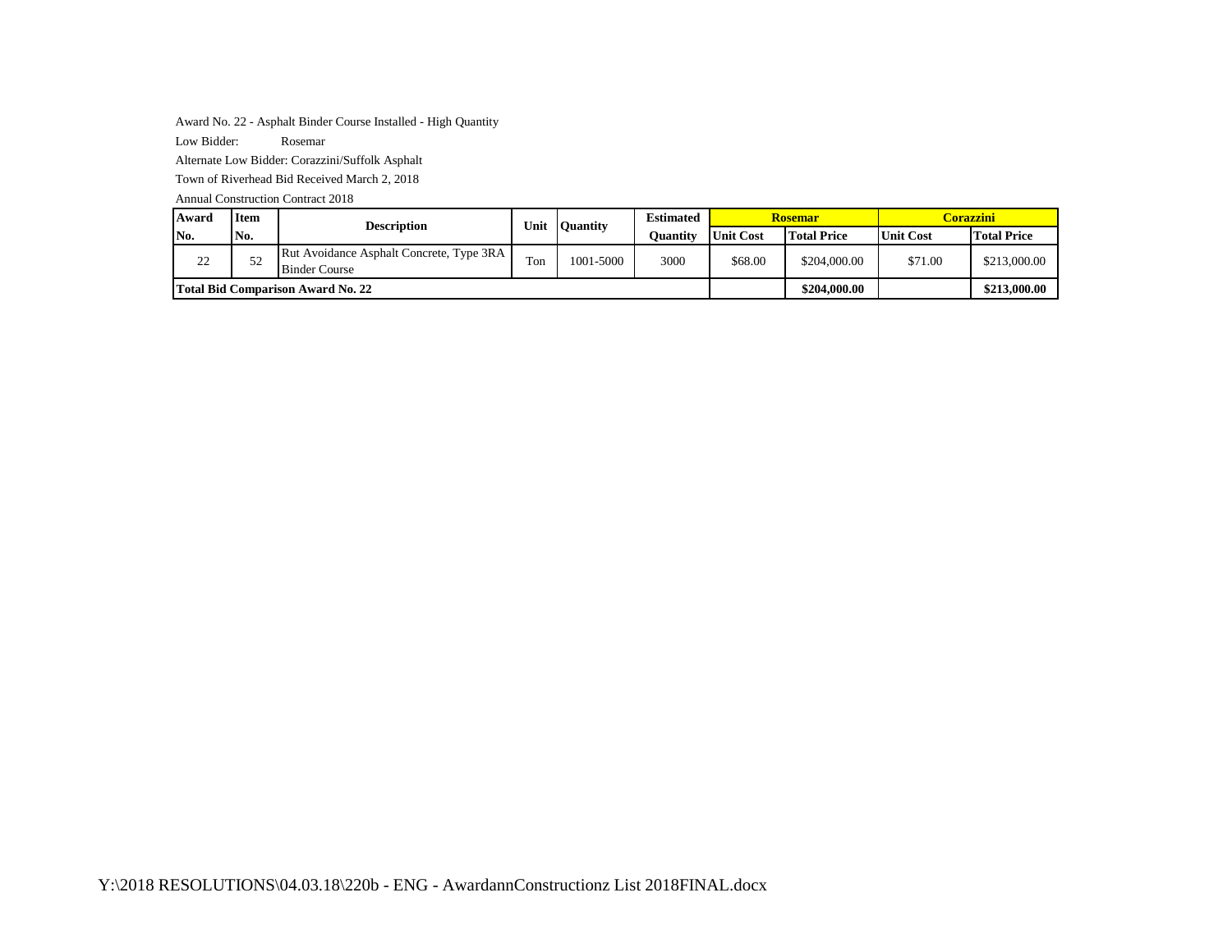Award No. 22 - Asphalt Binder Course Installed - High Quantity

Low Bidder: Rosemar

Alternate Low Bidder: Corazzini/Suffolk Asphalt

Town of Riverhead Bid Received March 2, 2018

Annual Construction Contract 2018

| Award No. | Item No. | Description | Unit | Quantity | Estimated Quantity | Rosemar | | Corazzini | |
|---|---|---|---|---|---|---|---|---|---|
| | | | | | | Unit Cost | Total Price | Unit Cost | Total Price |
| 22 | 52 | Rut Avoidance Asphalt Concrete, Type 3RA Binder Course | Ton | 1001-5000 | 3000 | $68.00 | $204,000.00 | $71.00 | $213,000.00 |
| **Total Bid Comparison Award No. 22** | | | | | | | **$204,000.00** | | **$213,000.00** |

Y:\2018 RESOLUTIONS\04.03.18\220b - ENG - AwardannConstructionz List 2018FINAL.docx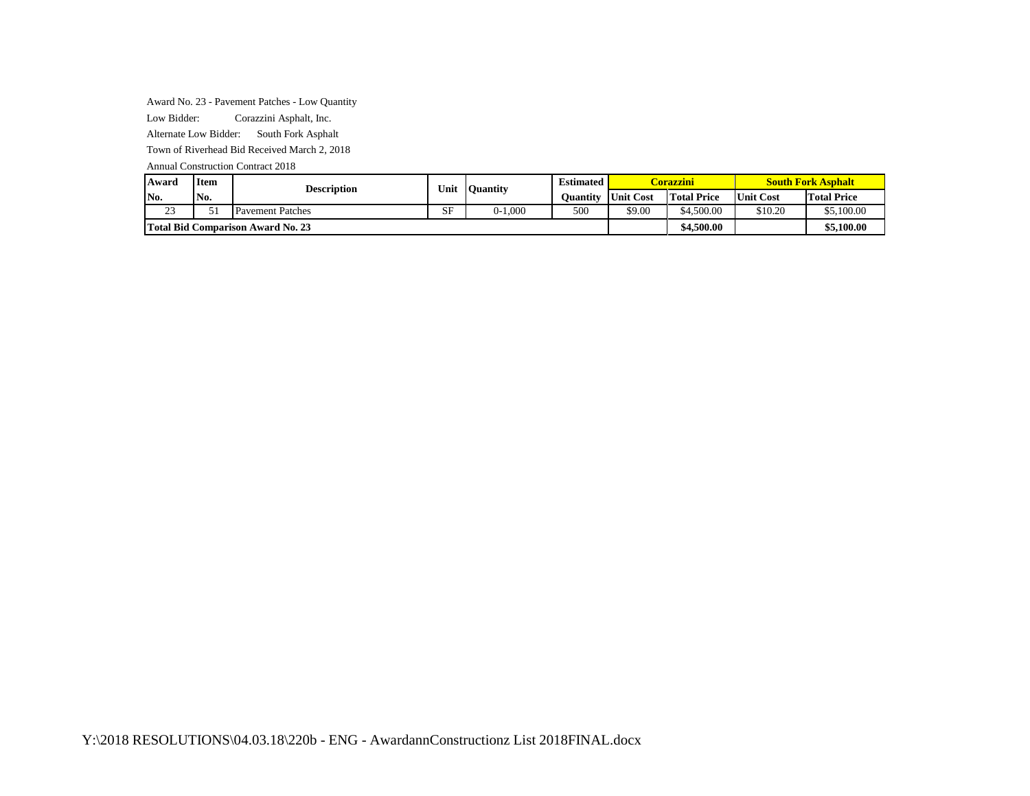Award No. 23 - Pavement Patches - Low Quantity

Low Bidder: Corazzini Asphalt, Inc.

Alternate Low Bidder: South Fork Asphalt

Town of Riverhead Bid Received March 2, 2018

Annual Construction Contract 2018

| Award No. | Item No. | Description | Unit | Quantity | Estimated Quantity | Corazzini | | South Fork Asphalt | |
|---|---|---|---|---|---|---|---|---|---|
| | | | | | | Unit Cost | Total Price | Unit Cost | Total Price |
| 23 | 51 | Pavement Patches | SF | 0-1,000 | 500 | $9.00 | $4,500.00 | $10.20 | $5,100.00 |
| **Total Bid Comparison Award No. 23** | | | | | | | **$4,500.00** | | **$5,100.00** |

Y:\2018 RESOLUTIONS\04.03.18\220b - ENG - AwardannConstructionz List 2018FINAL.docx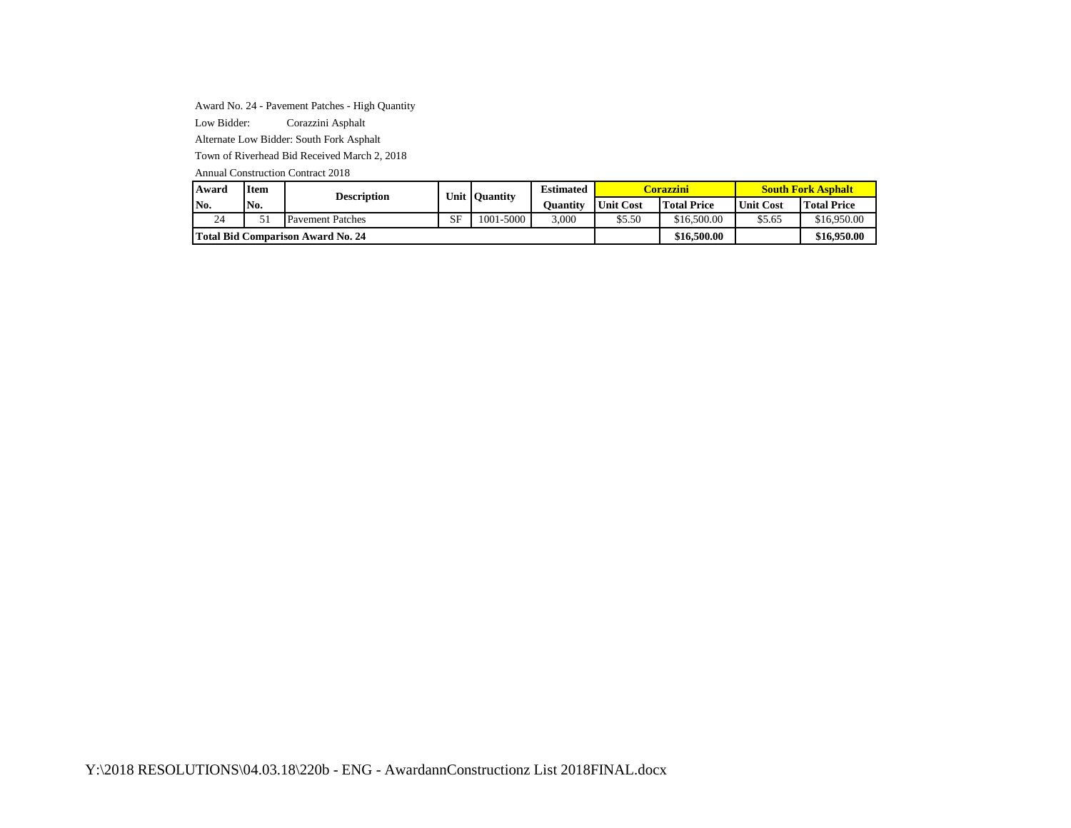Award No. 24 - Pavement Patches - High Quantity

Low Bidder: Corazzini Asphalt

Alternate Low Bidder: South Fork Asphalt

Town of Riverhead Bid Received March 2, 2018

Annual Construction Contract 2018

| Award No. | Item No. | Description | Unit | Quantity | Estimated Quantity | Corazzini | | South Fork Asphalt | |
|---|---|---|---|---|---|---|---|---|---|
| | | | | | | Unit Cost | Total Price | Unit Cost | Total Price |
| 24 | 51 | Pavement Patches | SF | 1001-5000 | 3,000 | $5.50 | $16,500.00 | $5.65 | $16,950.00 |
| **Total Bid Comparison Award No. 24** | | | | | | | **$16,500.00** | | **$16,950.00** |

Y:\2018 RESOLUTIONS\04.03.18\220b - ENG - AwardannConstructionz List 2018FINAL.docx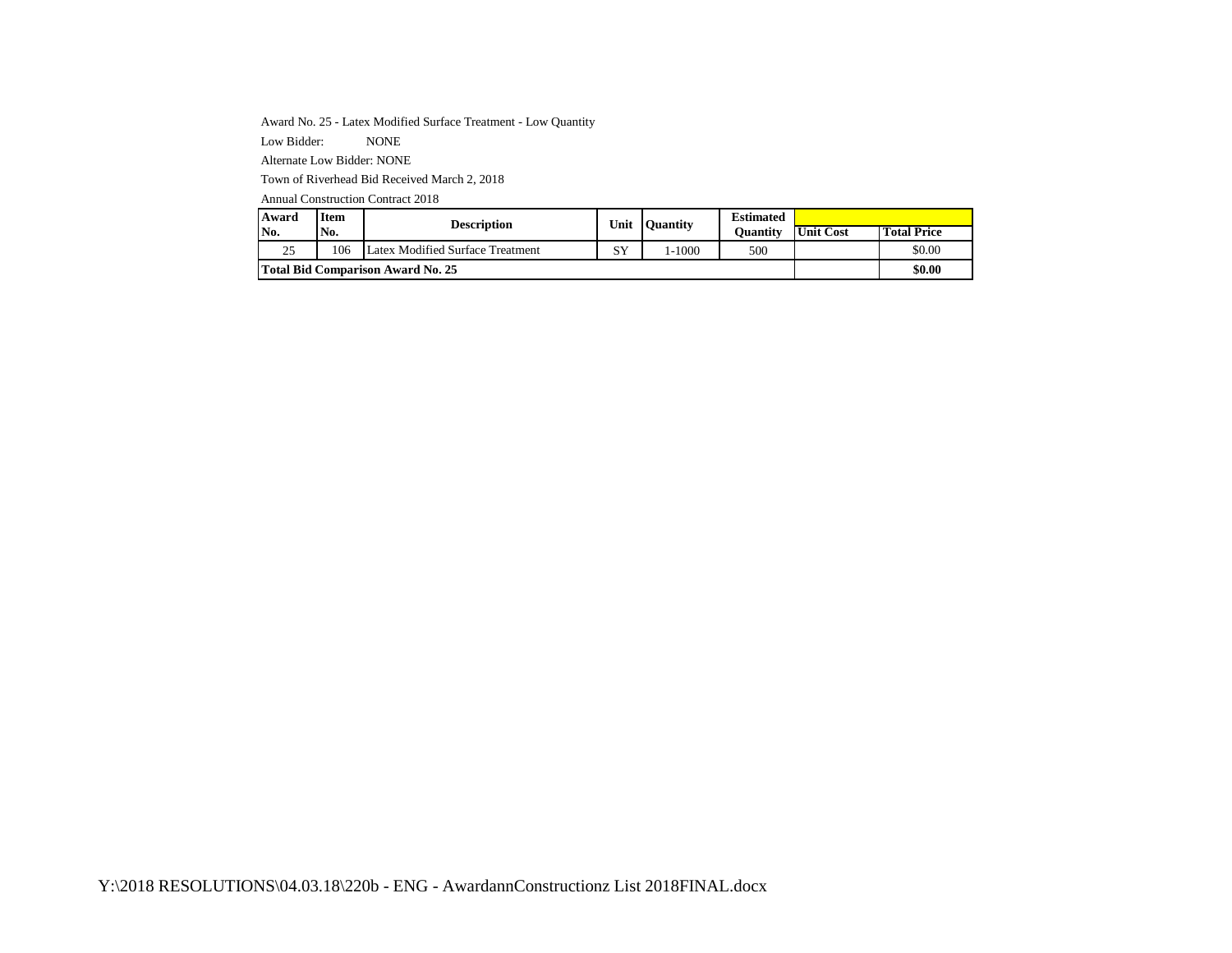Award No. 25 - Latex Modified Surface Treatment - Low Quantity

Low Bidder: NONE

Alternate Low Bidder: NONE

Town of Riverhead Bid Received March 2, 2018

Annual Construction Contract 2018

| Award No. | Item No. | Description | Unit | Quantity | Estimated Quantity | Unit Cost | Total Price |
|---|---|---|---|---|---|---|---|
| 25 | 106 | Latex Modified Surface Treatment | SY | 1-1000 | 500 | | $0.00 |
| **Total Bid Comparison Award No. 25** | | | | | | | **$0.00** |

Y:\2018 RESOLUTIONS\04.03.18\220b - ENG - AwardannConstructionz List 2018FINAL.docx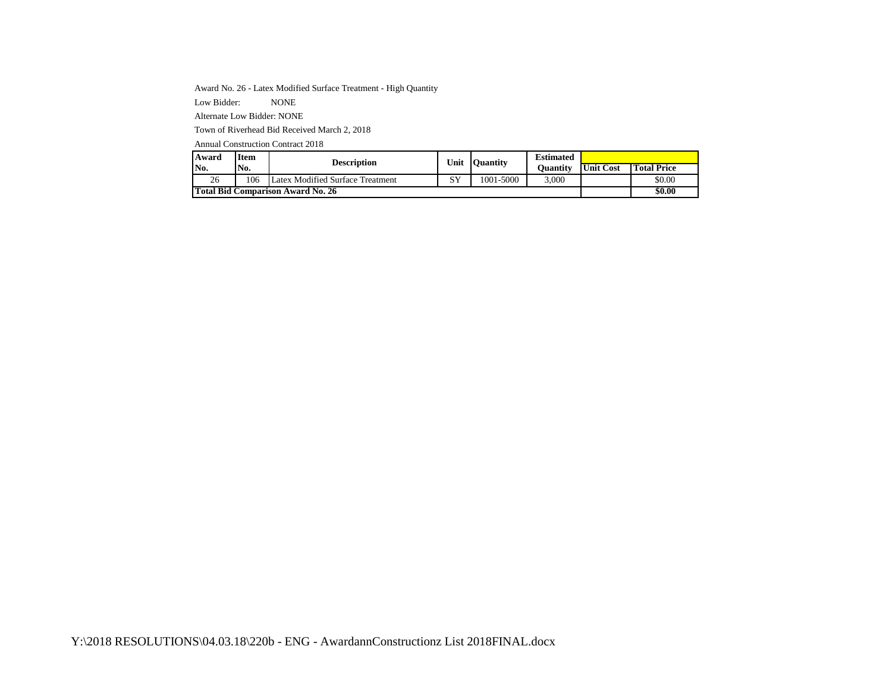Award No. 26 - Latex Modified Surface Treatment - High Quantity

Low Bidder: NONE

Alternate Low Bidder: NONE

Town of Riverhead Bid Received March 2, 2018

Annual Construction Contract 2018

| Award No. | Item No. | Description | Unit | Quantity | Estimated Quantity | Unit Cost | Total Price |
|---|---|---|---|---|---|---|---|
| 26 | 106 | Latex Modified Surface Treatment | SY | 1001-5000 | 3,000 | | $0.00 |
| **Total Bid Comparison Award No. 26** | | | | | | | **$0.00** |

Y:\2018 RESOLUTIONS\04.03.18\220b - ENG - AwardannConstructionz List 2018FINAL.docx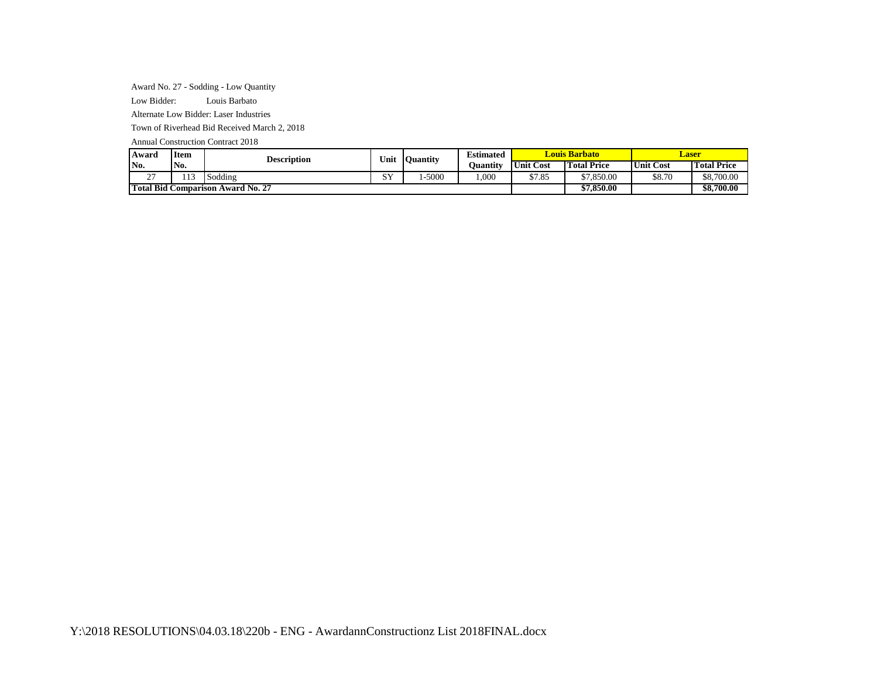Award No. 27 - Sodding - Low Quantity

Low Bidder: Louis Barbato

Alternate Low Bidder: Laser Industries

Town of Riverhead Bid Received March 2, 2018

Annual Construction Contract 2018

| Award No. | Item No. | Description | Unit | Quantity | Estimated Quantity | Louis Barbato | | Laser | |
|---|---|---|---|---|---|---|---|---|---|
| | | | | | | Unit Cost | Total Price | Unit Cost | Total Price |
| 27 | 113 | Sodding | SY | 1-5000 | 1,000 | $7.85 | $7,850.00 | $8.70 | $8,700.00 |
| **Total Bid Comparison Award No. 27** | | | | | | | **$7,850.00** | | **$8,700.00** |

Y:\2018 RESOLUTIONS\04.03.18\220b - ENG - AwardannConstructionz List 2018FINAL.docx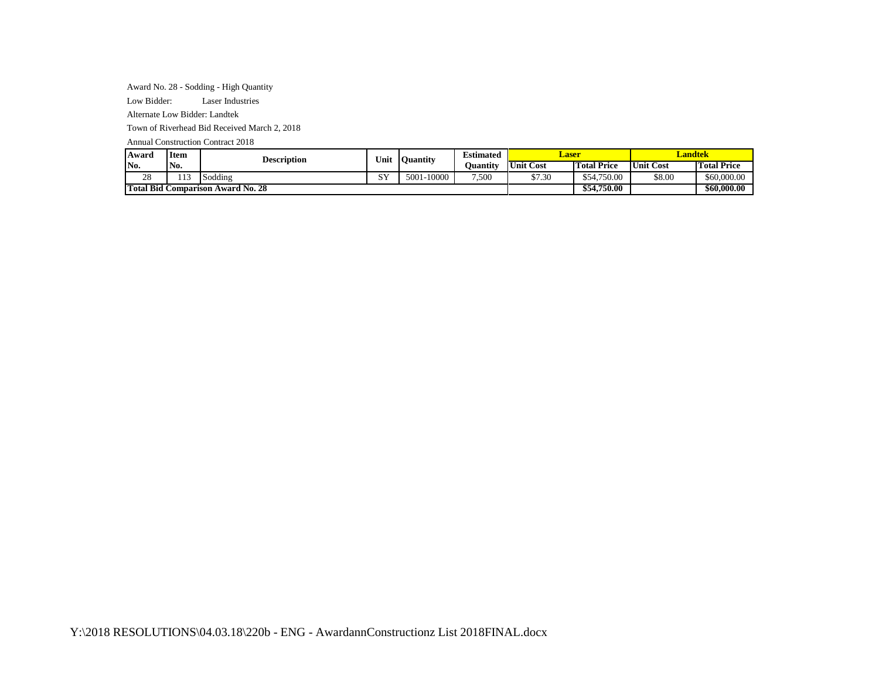Award No. 28 - Sodding - High Quantity

Low Bidder: Laser Industries

Alternate Low Bidder: Landtek

Town of Riverhead Bid Received March 2, 2018

Annual Construction Contract 2018

| Award No. | Item No. | Description | Unit | Quantity | Estimated Quantity | Laser | | Landtek | |
|---|---|---|---|---|---|---|---|---|---|
| | | | | | | Unit Cost | Total Price | Unit Cost | Total Price |
| 28 | 113 | Sodding | SY | 5001-10000 | 7,500 | $7.30 | $54,750.00 | $8.00 | $60,000.00 |
| **Total Bid Comparison Award No. 28** | | | | | | | **$54,750.00** | | **$60,000.00** |

Y:\2018 RESOLUTIONS\04.03.18\220b - ENG - AwardannConstructionz List 2018FINAL.docx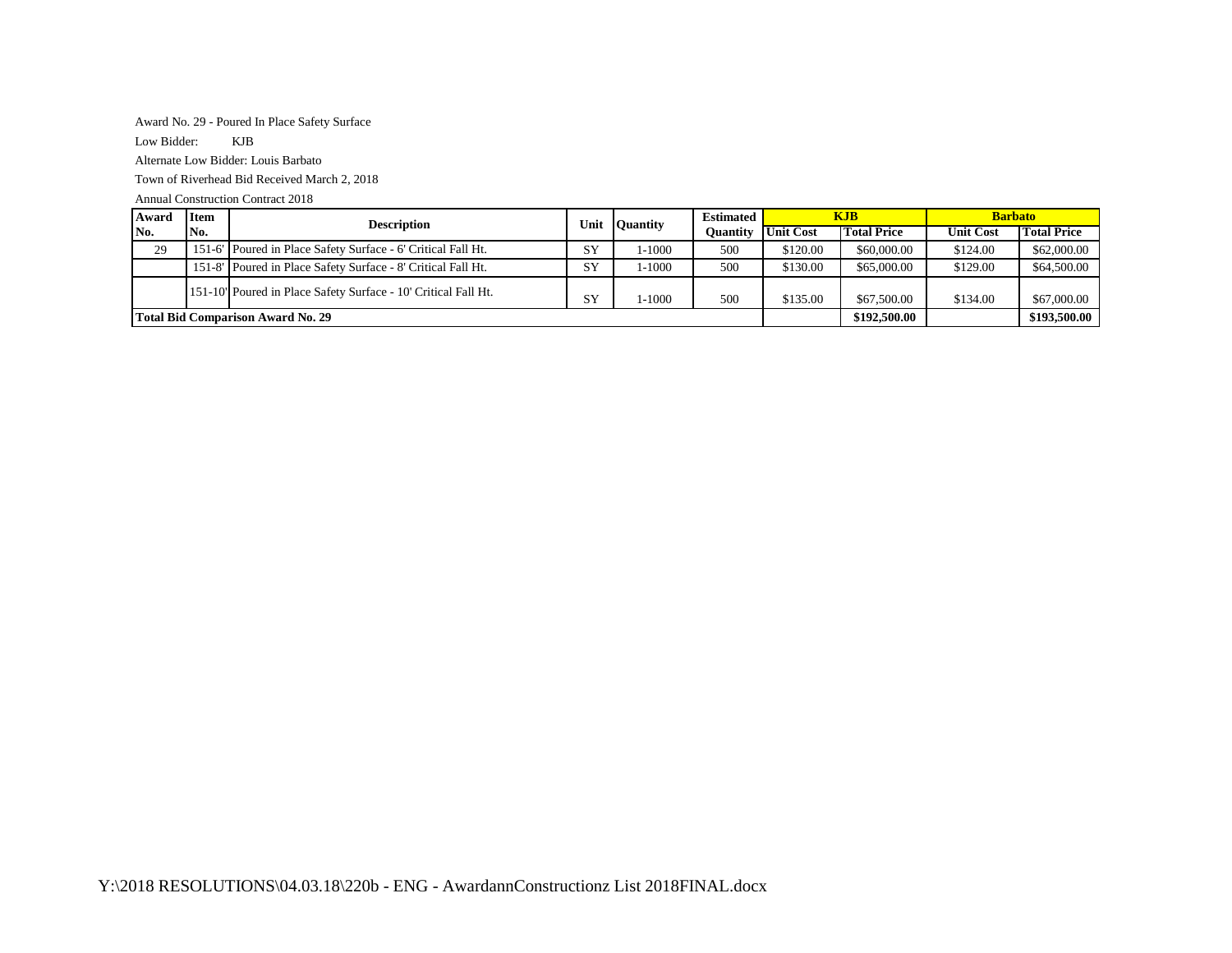Award No. 29 - Poured In Place Safety Surface

Low Bidder: KJB

Alternate Low Bidder: Louis Barbato

Town of Riverhead Bid Received March 2, 2018

Annual Construction Contract 2018

| Award No. | Item No. | Description | Unit | Quantity | Estimated Quantity | KJB | | Barbato | |
|---|---|---|---|---|---|---|---|---|---|
| | | | | | | Unit Cost | Total Price | Unit Cost | Total Price |
| 29 | 151-6' | Poured in Place Safety Surface - 6' Critical Fall Ht. | SY | 1-1000 | 500 | $120.00 | $60,000.00 | $124.00 | $62,000.00 |
| | 151-8' | Poured in Place Safety Surface - 8' Critical Fall Ht. | SY | 1-1000 | 500 | $130.00 | $65,000.00 | $129.00 | $64,500.00 |
| | 151-10' | Poured in Place Safety Surface - 10' Critical Fall Ht. | SY | 1-1000 | 500 | $135.00 | $67,500.00 | $134.00 | $67,000.00 |
| **Total Bid Comparison Award No. 29** | | | | | | | **$192,500.00** | | **$193,500.00** |

Y:\2018 RESOLUTIONS\04.03.18\220b - ENG - AwardannConstructionz List 2018FINAL.docx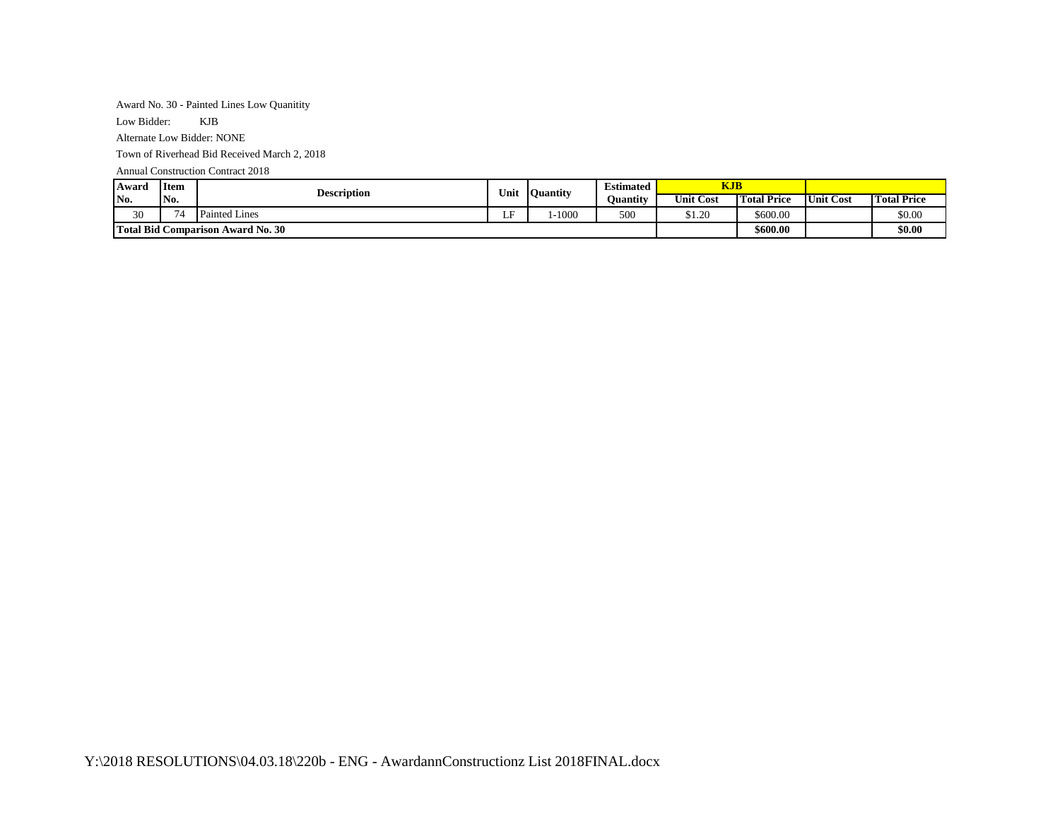Award No. 30 - Painted Lines Low Quanitity

Low Bidder: KJB

Alternate Low Bidder: NONE

Town of Riverhead Bid Received March 2, 2018

Annual Construction Contract 2018

| Award No. | Item No. | Description | Unit | Quantity | Estimated Quantity | KJB | | | |
|---|---|---|---|---|---|---|---|---|---|
| | | | | | | Unit Cost | Total Price | Unit Cost | Total Price |
| 30 | 74 | Painted Lines | LF | 1-1000 | 500 | $1.20 | $600.00 | | $0.00 |
| **Total Bid Comparison Award No. 30** | | | | | | | **$600.00** | | **$0.00** |

Y:\2018 RESOLUTIONS\04.03.18\220b - ENG - AwardannConstructionz List 2018FINAL.docx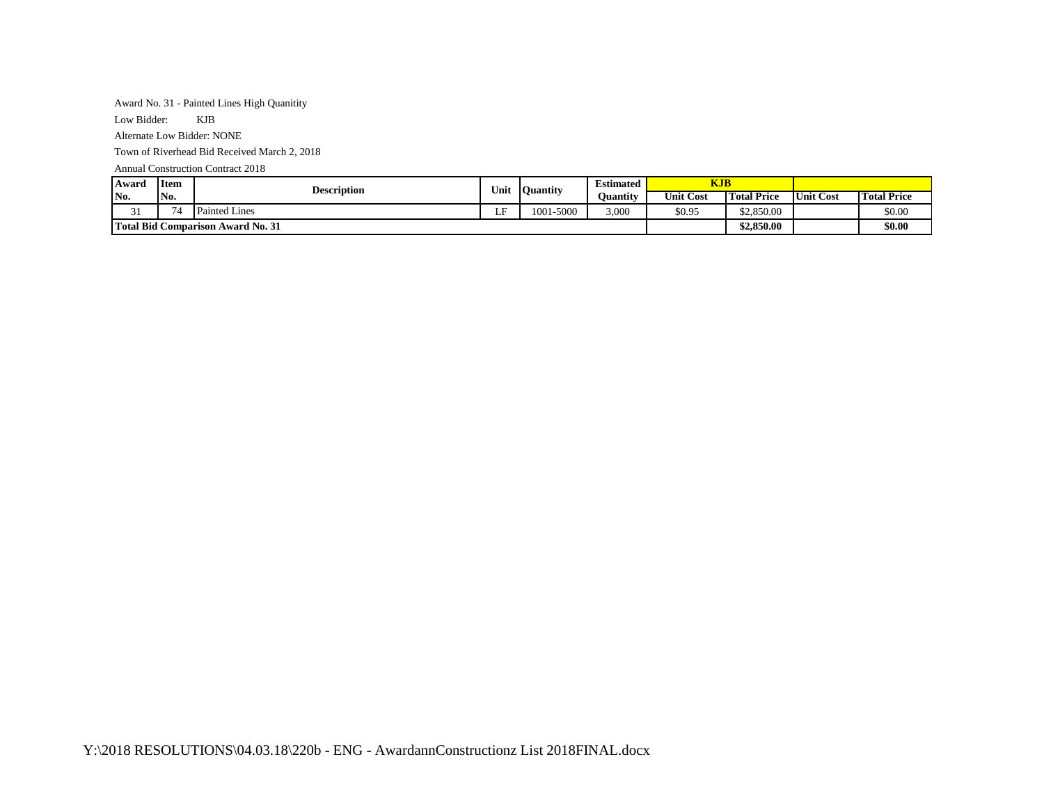Award No. 31 - Painted Lines High Quanitity

Low Bidder: KJB

Alternate Low Bidder: NONE

Town of Riverhead Bid Received March 2, 2018

Annual Construction Contract 2018

| Award No. | Item No. | Description | Unit | Quantity | Estimated Quantity | KJB | | | |
|---|---|---|---|---|---|---|---|---|---|
| | | | | | | Unit Cost | Total Price | Unit Cost | Total Price |
| 31 | 74 | Painted Lines | LF | 1001-5000 | 3,000 | $0.95 | $2,850.00 | | $0.00 |
| **Total Bid Comparison Award No. 31** | | | | | | | **$2,850.00** | | **$0.00** |

Y:\2018 RESOLUTIONS\04.03.18\220b - ENG - AwardannConstructionz List 2018FINAL.docx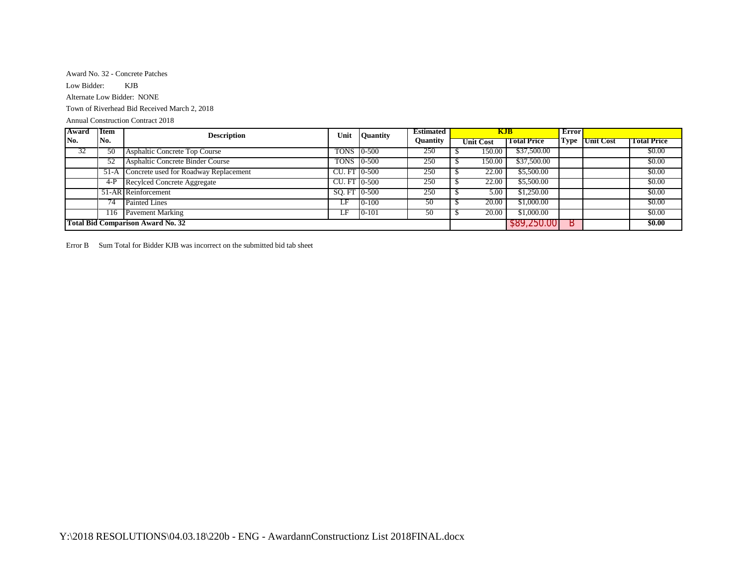Award No. 32 - Concrete Patches

Low Bidder: KJB

Alternate Low Bidder: NONE

Town of Riverhead Bid Received March 2, 2018

Annual Construction Contract 2018

| Award No. | Item No. | Description | Unit | Quantity | Estimated Quantity | KJB | | Error Type | | |
|---|---|---|---|---|---|---|---|---|---|---|
| | | | | | | Unit Cost | Total Price | | Unit Cost | Total Price |
| 32 | 50 | Asphaltic Concrete Top Course | TONS | 0-500 | 250 | $ 150.00 | $37,500.00 | | | $0.00 |
| | 52 | Asphaltic Concrete Binder Course | TONS | 0-500 | 250 | $ 150.00 | $37,500.00 | | | $0.00 |
| | 51-A | Concrete used for Roadway Replacement | CU. FT | 0-500 | 250 | $ 22.00 | $5,500.00 | | | $0.00 |
| | 4-P | Recylced Concrete Aggregate | CU. FT | 0-500 | 250 | $ 22.00 | $5,500.00 | | | $0.00 |
| | 51-AR | Reinforcement | SQ. FT | 0-500 | 250 | $ 5.00 | $1,250.00 | | | $0.00 |
| | 74 | Painted Lines | LF | 0-100 | 50 | $ 20.00 | $1,000.00 | | | $0.00 |
| | 116 | Pavement Marking | LF | 0-101 | 50 | $ 20.00 | $1,000.00 | | | $0.00 |
| **Total Bid Comparison Award No. 32** | | | | | | | $89,250.00 | B | | **$0.00** |

Error B Sum Total for Bidder KJB was incorrect on the submitted bid tab sheet

Y:\2018 RESOLUTIONS\04.03.18\220b - ENG - AwardannConstructionz List 2018FINAL.docx